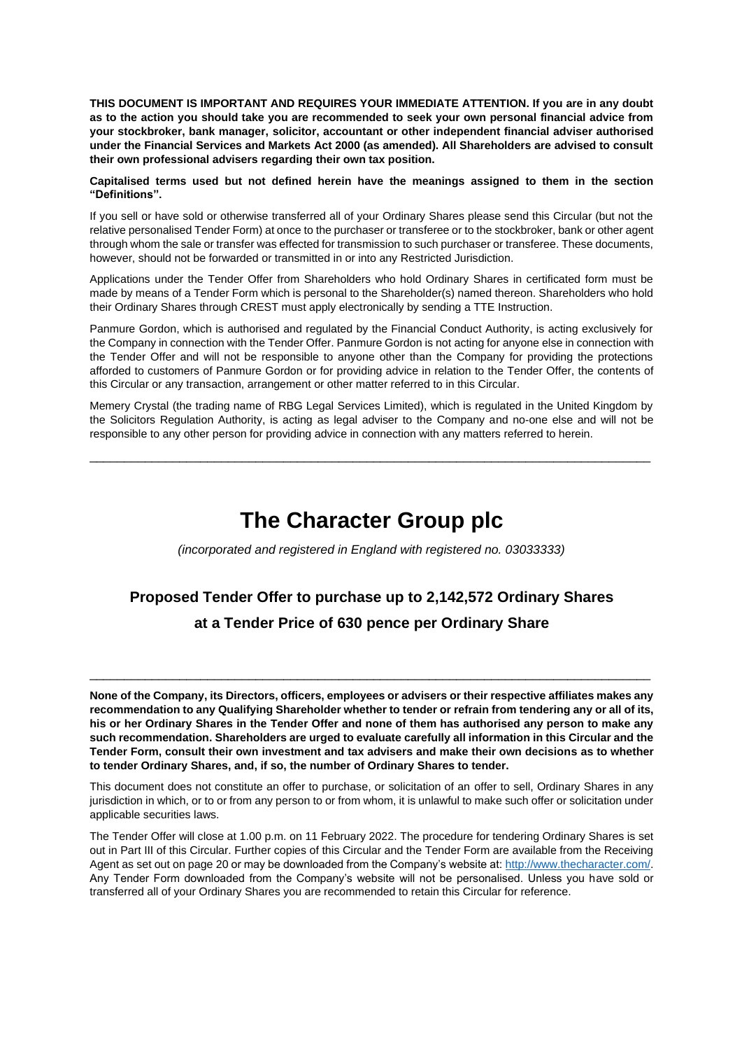**THIS DOCUMENT IS IMPORTANT AND REQUIRES YOUR IMMEDIATE ATTENTION. If you are in any doubt as to the action you should take you are recommended to seek your own personal financial advice from your stockbroker, bank manager, solicitor, accountant or other independent financial adviser authorised under the Financial Services and Markets Act 2000 (as amended). All Shareholders are advised to consult their own professional advisers regarding their own tax position.**

**Capitalised terms used but not defined herein have the meanings assigned to them in the section "Definitions".**

If you sell or have sold or otherwise transferred all of your Ordinary Shares please send this Circular (but not the relative personalised Tender Form) at once to the purchaser or transferee or to the stockbroker, bank or other agent through whom the sale or transfer was effected for transmission to such purchaser or transferee. These documents, however, should not be forwarded or transmitted in or into any Restricted Jurisdiction.

Applications under the Tender Offer from Shareholders who hold Ordinary Shares in certificated form must be made by means of a Tender Form which is personal to the Shareholder(s) named thereon. Shareholders who hold their Ordinary Shares through CREST must apply electronically by sending a TTE Instruction.

Panmure Gordon, which is authorised and regulated by the Financial Conduct Authority, is acting exclusively for the Company in connection with the Tender Offer. Panmure Gordon is not acting for anyone else in connection with the Tender Offer and will not be responsible to anyone other than the Company for providing the protections afforded to customers of Panmure Gordon or for providing advice in relation to the Tender Offer, the contents of this Circular or any transaction, arrangement or other matter referred to in this Circular.

Memery Crystal (the trading name of RBG Legal Services Limited), which is regulated in the United Kingdom by the Solicitors Regulation Authority, is acting as legal adviser to the Company and no-one else and will not be responsible to any other person for providing advice in connection with any matters referred to herein.

---

# The Character Group plc

*(incorporated and registered in England with registered no. 03033333)*

## Proposed Tender Offer to purchase up to 2,142,572 Ordinary Shares at a Tender Price of 630 pence per Ordinary Share

---

**None of the Company, its Directors, officers, employees or advisers or their respective affiliates makes any recommendation to any Qualifying Shareholder whether to tender or refrain from tendering any or all of its, his or her Ordinary Shares in the Tender Offer and none of them has authorised any person to make any such recommendation. Shareholders are urged to evaluate carefully all information in this Circular and the Tender Form, consult their own investment and tax advisers and make their own decisions as to whether to tender Ordinary Shares, and, if so, the number of Ordinary Shares to tender.**

This document does not constitute an offer to purchase, or solicitation of an offer to sell, Ordinary Shares in any jurisdiction in which, or to or from any person to or from whom, it is unlawful to make such offer or solicitation under applicable securities laws.

The Tender Offer will close at 1.00 p.m. on 11 February 2022. The procedure for tendering Ordinary Shares is set out in Part III of this Circular. Further copies of this Circular and the Tender Form are available from the Receiving Agent as set out on page 20 or may be downloaded from the Company's website at: http://www.thecharacter.com/. Any Tender Form downloaded from the Company's website will not be personalised. Unless you have sold or transferred all of your Ordinary Shares you are recommended to retain this Circular for reference.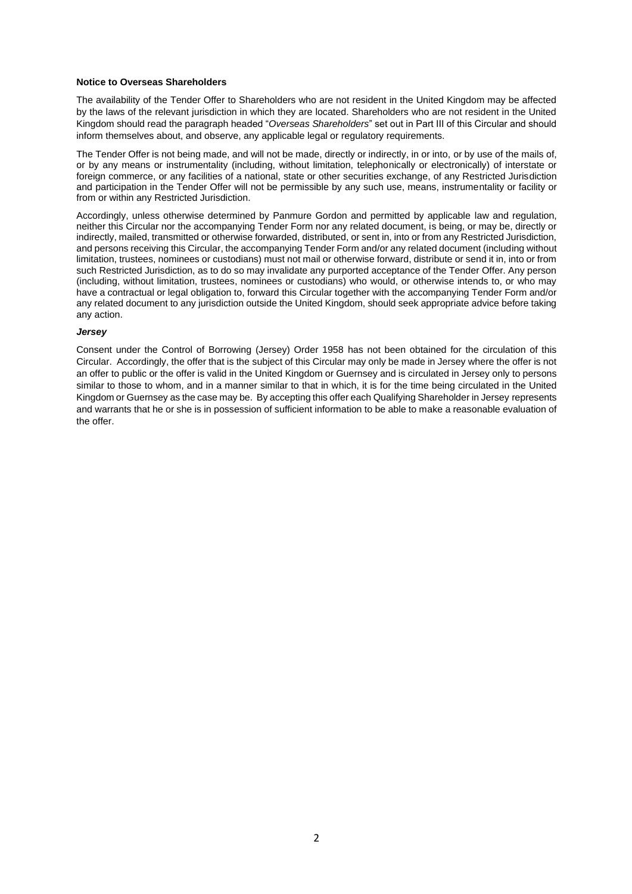**Notice to Overseas Shareholders**

The availability of the Tender Offer to Shareholders who are not resident in the United Kingdom may be affected by the laws of the relevant jurisdiction in which they are located. Shareholders who are not resident in the United Kingdom should read the paragraph headed "*Overseas Shareholders*" set out in Part III of this Circular and should inform themselves about, and observe, any applicable legal or regulatory requirements.

The Tender Offer is not being made, and will not be made, directly or indirectly, in or into, or by use of the mails of, or by any means or instrumentality (including, without limitation, telephonically or electronically) of interstate or foreign commerce, or any facilities of a national, state or other securities exchange, of any Restricted Jurisdiction and participation in the Tender Offer will not be permissible by any such use, means, instrumentality or facility or from or within any Restricted Jurisdiction.

Accordingly, unless otherwise determined by Panmure Gordon and permitted by applicable law and regulation, neither this Circular nor the accompanying Tender Form nor any related document, is being, or may be, directly or indirectly, mailed, transmitted or otherwise forwarded, distributed, or sent in, into or from any Restricted Jurisdiction, and persons receiving this Circular, the accompanying Tender Form and/or any related document (including without limitation, trustees, nominees or custodians) must not mail or otherwise forward, distribute or send it in, into or from such Restricted Jurisdiction, as to do so may invalidate any purported acceptance of the Tender Offer. Any person (including, without limitation, trustees, nominees or custodians) who would, or otherwise intends to, or who may have a contractual or legal obligation to, forward this Circular together with the accompanying Tender Form and/or any related document to any jurisdiction outside the United Kingdom, should seek appropriate advice before taking any action.

***Jersey***

Consent under the Control of Borrowing (Jersey) Order 1958 has not been obtained for the circulation of this Circular. Accordingly, the offer that is the subject of this Circular may only be made in Jersey where the offer is not an offer to public or the offer is valid in the United Kingdom or Guernsey and is circulated in Jersey only to persons similar to those to whom, and in a manner similar to that in which, it is for the time being circulated in the United Kingdom or Guernsey as the case may be. By accepting this offer each Qualifying Shareholder in Jersey represents and warrants that he or she is in possession of sufficient information to be able to make a reasonable evaluation of the offer.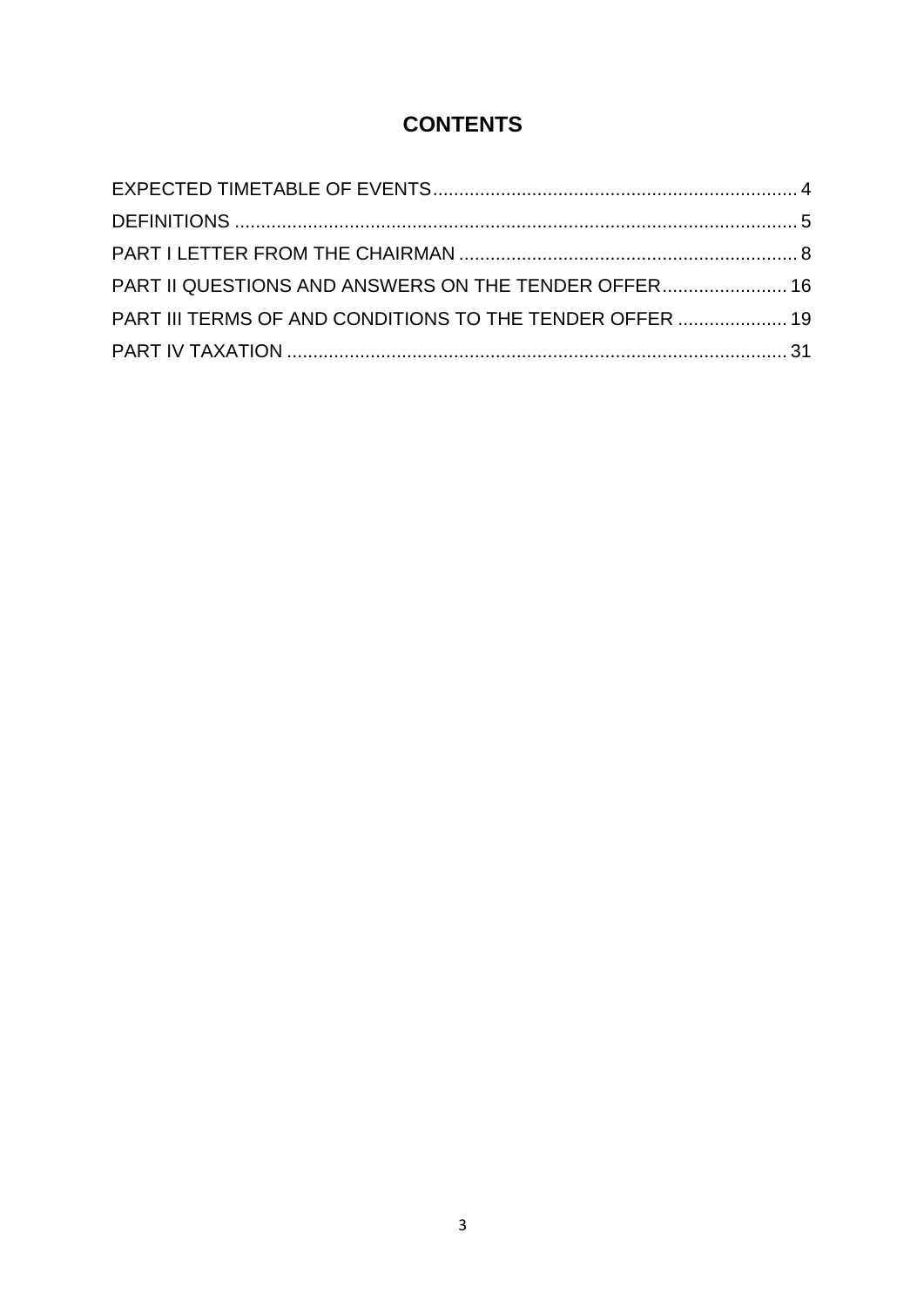# CONTENTS

EXPECTED TIMETABLE OF EVENTS...................................................................... 4
DEFINITIONS ........................................................................................................... 5
PART I LETTER FROM THE CHAIRMAN ................................................................ 8
PART II QUESTIONS AND ANSWERS ON THE TENDER OFFER........................ 16
PART III TERMS OF AND CONDITIONS TO THE TENDER OFFER ..................... 19
PART IV TAXATION ............................................................................................... 31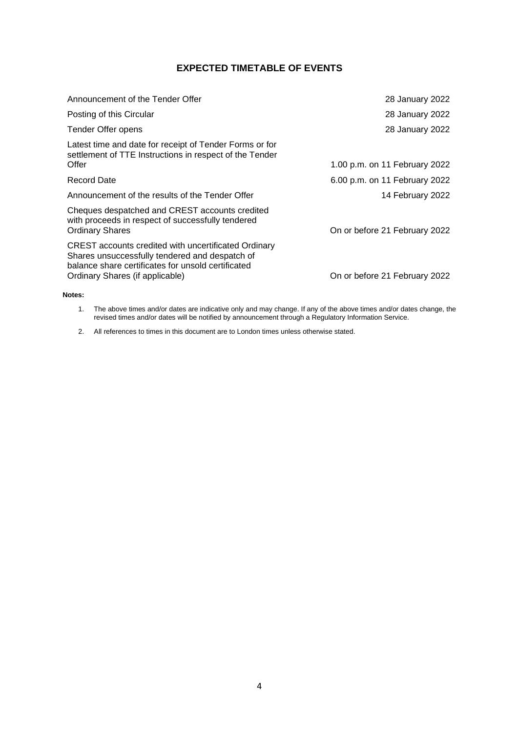# EXPECTED TIMETABLE OF EVENTS

| | |
|---|---|
| Announcement of the Tender Offer | 28 January 2022 |
| Posting of this Circular | 28 January 2022 |
| Tender Offer opens | 28 January 2022 |
| Latest time and date for receipt of Tender Forms or for settlement of TTE Instructions in respect of the Tender Offer | 1.00 p.m. on 11 February 2022 |
| Record Date | 6.00 p.m. on 11 February 2022 |
| Announcement of the results of the Tender Offer | 14 February 2022 |
| Cheques despatched and CREST accounts credited with proceeds in respect of successfully tendered Ordinary Shares | On or before 21 February 2022 |
| CREST accounts credited with uncertificated Ordinary Shares unsuccessfully tendered and despatch of balance share certificates for unsold certificated Ordinary Shares (if applicable) | On or before 21 February 2022 |

**Notes:**

1. The above times and/or dates are indicative only and may change. If any of the above times and/or dates change, the revised times and/or dates will be notified by announcement through a Regulatory Information Service.

2. All references to times in this document are to London times unless otherwise stated.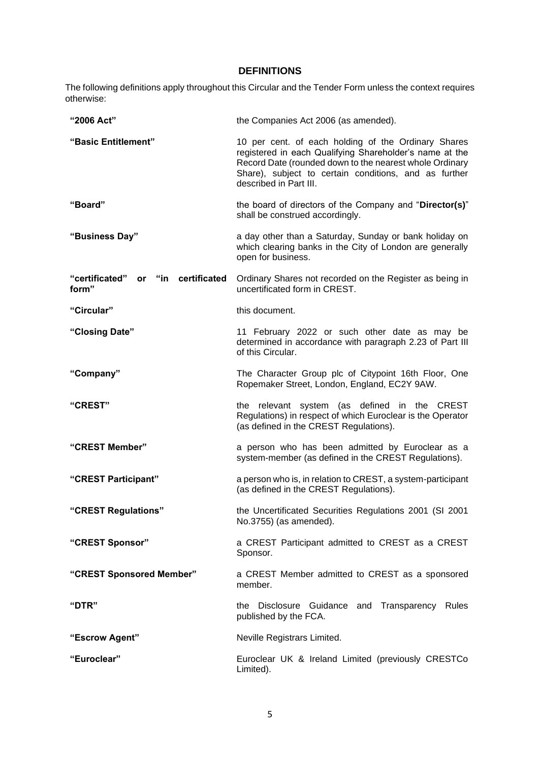## DEFINITIONS

The following definitions apply throughout this Circular and the Tender Form unless the context requires otherwise:

| | |
|---|---|
| **"2006 Act"** | the Companies Act 2006 (as amended). |
| **"Basic Entitlement"** | 10 per cent. of each holding of the Ordinary Shares registered in each Qualifying Shareholder's name at the Record Date (rounded down to the nearest whole Ordinary Share), subject to certain conditions, and as further described in Part III. |
| **"Board"** | the board of directors of the Company and "**Director(s)**" shall be construed accordingly. |
| **"Business Day"** | a day other than a Saturday, Sunday or bank holiday on which clearing banks in the City of London are generally open for business. |
| **"certificated" or "in certificated form"** | Ordinary Shares not recorded on the Register as being in uncertificated form in CREST. |
| **"Circular"** | this document. |
| **"Closing Date"** | 11 February 2022 or such other date as may be determined in accordance with paragraph 2.23 of Part III of this Circular. |
| **"Company"** | The Character Group plc of Citypoint 16th Floor, One Ropemaker Street, London, England, EC2Y 9AW. |
| **"CREST"** | the relevant system (as defined in the CREST Regulations) in respect of which Euroclear is the Operator (as defined in the CREST Regulations). |
| **"CREST Member"** | a person who has been admitted by Euroclear as a system-member (as defined in the CREST Regulations). |
| **"CREST Participant"** | a person who is, in relation to CREST, a system-participant (as defined in the CREST Regulations). |
| **"CREST Regulations"** | the Uncertificated Securities Regulations 2001 (SI 2001 No.3755) (as amended). |
| **"CREST Sponsor"** | a CREST Participant admitted to CREST as a CREST Sponsor. |
| **"CREST Sponsored Member"** | a CREST Member admitted to CREST as a sponsored member. |
| **"DTR"** | the Disclosure Guidance and Transparency Rules published by the FCA. |
| **"Escrow Agent"** | Neville Registrars Limited. |
| **"Euroclear"** | Euroclear UK & Ireland Limited (previously CRESTCo Limited). |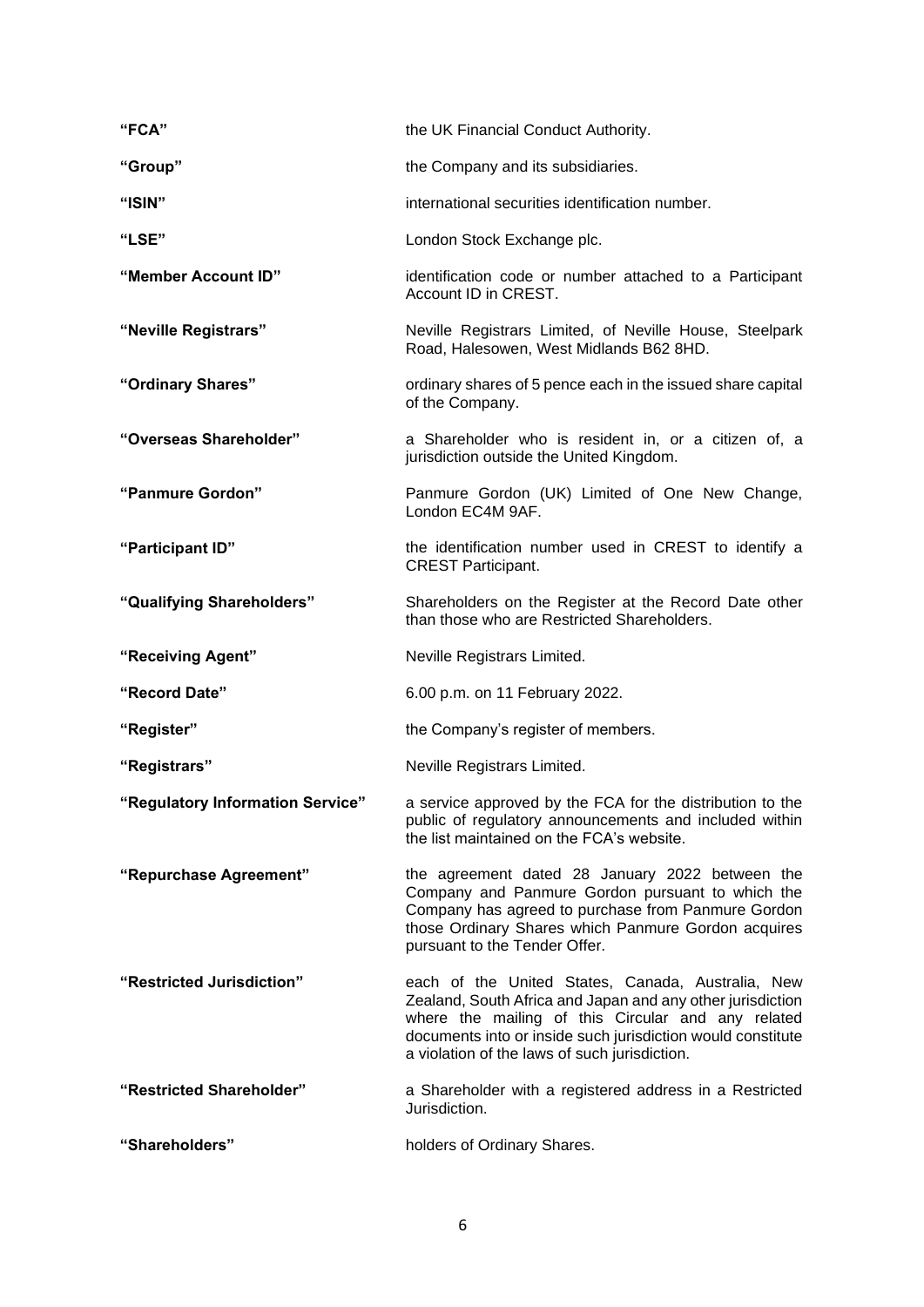| | |
|---|---|
| **"FCA"** | the UK Financial Conduct Authority. |
| **"Group"** | the Company and its subsidiaries. |
| **"ISIN"** | international securities identification number. |
| **"LSE"** | London Stock Exchange plc. |
| **"Member Account ID"** | identification code or number attached to a Participant Account ID in CREST. |
| **"Neville Registrars"** | Neville Registrars Limited, of Neville House, Steelpark Road, Halesowen, West Midlands B62 8HD. |
| **"Ordinary Shares"** | ordinary shares of 5 pence each in the issued share capital of the Company. |
| **"Overseas Shareholder"** | a Shareholder who is resident in, or a citizen of, a jurisdiction outside the United Kingdom. |
| **"Panmure Gordon"** | Panmure Gordon (UK) Limited of One New Change, London EC4M 9AF. |
| **"Participant ID"** | the identification number used in CREST to identify a CREST Participant. |
| **"Qualifying Shareholders"** | Shareholders on the Register at the Record Date other than those who are Restricted Shareholders. |
| **"Receiving Agent"** | Neville Registrars Limited. |
| **"Record Date"** | 6.00 p.m. on 11 February 2022. |
| **"Register"** | the Company's register of members. |
| **"Registrars"** | Neville Registrars Limited. |
| **"Regulatory Information Service"** | a service approved by the FCA for the distribution to the public of regulatory announcements and included within the list maintained on the FCA's website. |
| **"Repurchase Agreement"** | the agreement dated 28 January 2022 between the Company and Panmure Gordon pursuant to which the Company has agreed to purchase from Panmure Gordon those Ordinary Shares which Panmure Gordon acquires pursuant to the Tender Offer. |
| **"Restricted Jurisdiction"** | each of the United States, Canada, Australia, New Zealand, South Africa and Japan and any other jurisdiction where the mailing of this Circular and any related documents into or inside such jurisdiction would constitute a violation of the laws of such jurisdiction. |
| **"Restricted Shareholder"** | a Shareholder with a registered address in a Restricted Jurisdiction. |
| **"Shareholders"** | holders of Ordinary Shares. |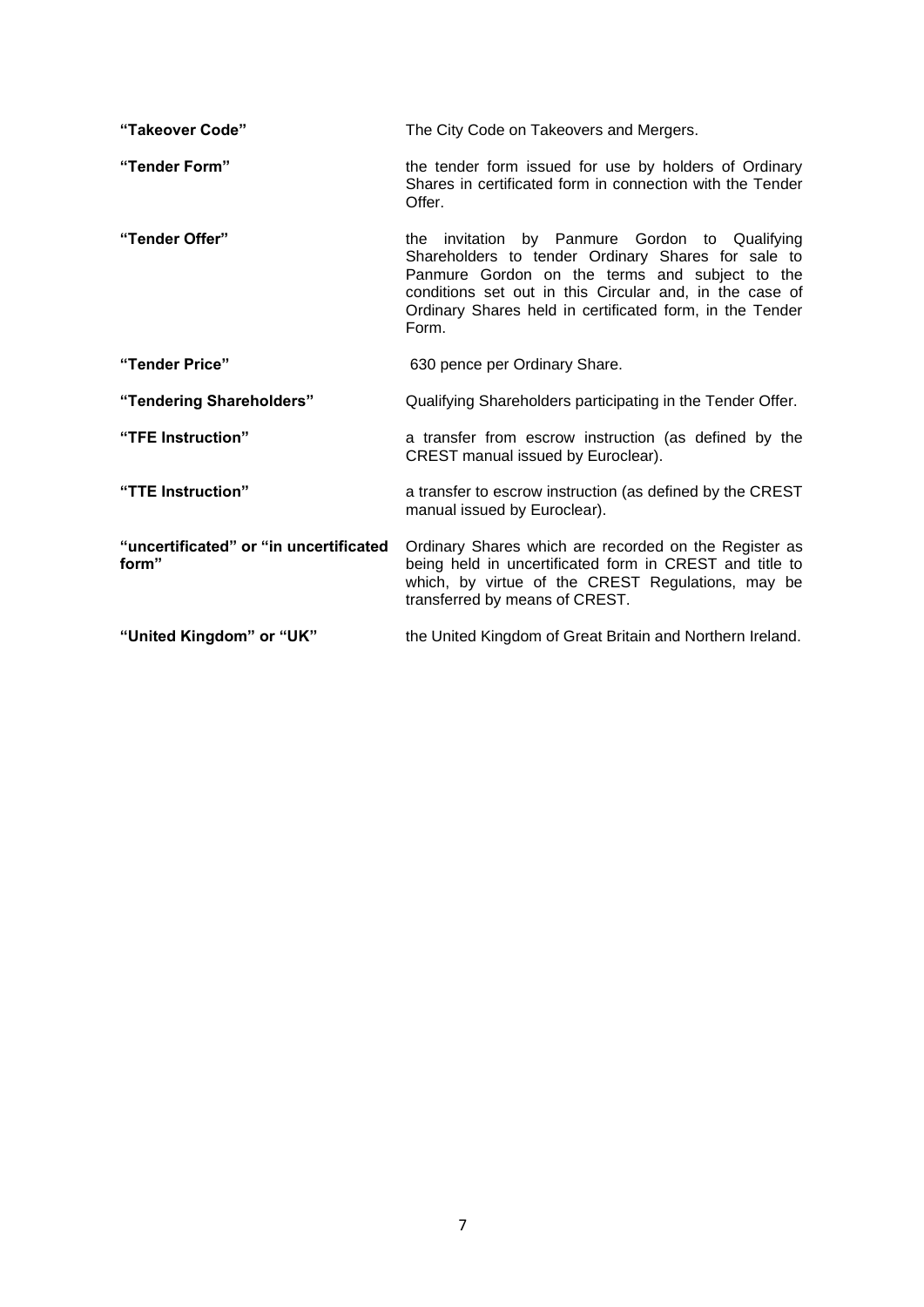| | |
|---|---|
| **"Takeover Code"** | The City Code on Takeovers and Mergers. |
| **"Tender Form"** | the tender form issued for use by holders of Ordinary Shares in certificated form in connection with the Tender Offer. |
| **"Tender Offer"** | the invitation by Panmure Gordon to Qualifying Shareholders to tender Ordinary Shares for sale to Panmure Gordon on the terms and subject to the conditions set out in this Circular and, in the case of Ordinary Shares held in certificated form, in the Tender Form. |
| **"Tender Price"** | 630 pence per Ordinary Share. |
| **"Tendering Shareholders"** | Qualifying Shareholders participating in the Tender Offer. |
| **"TFE Instruction"** | a transfer from escrow instruction (as defined by the CREST manual issued by Euroclear). |
| **"TTE Instruction"** | a transfer to escrow instruction (as defined by the CREST manual issued by Euroclear). |
| **"uncertificated" or "in uncertificated form"** | Ordinary Shares which are recorded on the Register as being held in uncertificated form in CREST and title to which, by virtue of the CREST Regulations, may be transferred by means of CREST. |
| **"United Kingdom" or "UK"** | the United Kingdom of Great Britain and Northern Ireland. |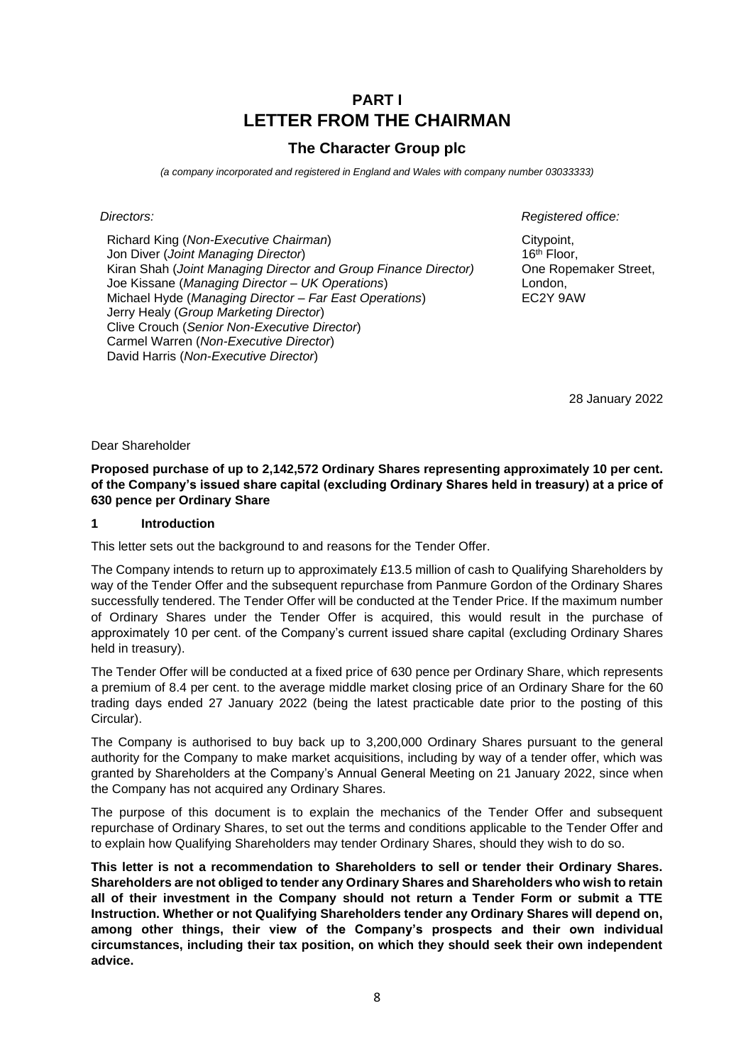# PART I
# LETTER FROM THE CHAIRMAN

## The Character Group plc

*(a company incorporated and registered in England and Wales with company number 03033333)*

*Directors:*

Richard King (*Non-Executive Chairman*)
Jon Diver (*Joint Managing Director*)
Kiran Shah (*Joint Managing Director and Group Finance Director)*
Joe Kissane (*Managing Director – UK Operations*)
Michael Hyde (*Managing Director – Far East Operations*)
Jerry Healy (*Group Marketing Director*)
Clive Crouch (*Senior Non-Executive Director*)
Carmel Warren (*Non-Executive Director*)
David Harris (*Non-Executive Director*)

*Registered office:*

Citypoint,
16th Floor,
One Ropemaker Street,
London,
EC2Y 9AW

28 January 2022

Dear Shareholder

**Proposed purchase of up to 2,142,572 Ordinary Shares representing approximately 10 per cent. of the Company's issued share capital (excluding Ordinary Shares held in treasury) at a price of 630 pence per Ordinary Share**

### 1 Introduction

This letter sets out the background to and reasons for the Tender Offer.

The Company intends to return up to approximately £13.5 million of cash to Qualifying Shareholders by way of the Tender Offer and the subsequent repurchase from Panmure Gordon of the Ordinary Shares successfully tendered. The Tender Offer will be conducted at the Tender Price. If the maximum number of Ordinary Shares under the Tender Offer is acquired, this would result in the purchase of approximately 10 per cent. of the Company's current issued share capital (excluding Ordinary Shares held in treasury).

The Tender Offer will be conducted at a fixed price of 630 pence per Ordinary Share, which represents a premium of 8.4 per cent. to the average middle market closing price of an Ordinary Share for the 60 trading days ended 27 January 2022 (being the latest practicable date prior to the posting of this Circular).

The Company is authorised to buy back up to 3,200,000 Ordinary Shares pursuant to the general authority for the Company to make market acquisitions, including by way of a tender offer, which was granted by Shareholders at the Company's Annual General Meeting on 21 January 2022, since when the Company has not acquired any Ordinary Shares.

The purpose of this document is to explain the mechanics of the Tender Offer and subsequent repurchase of Ordinary Shares, to set out the terms and conditions applicable to the Tender Offer and to explain how Qualifying Shareholders may tender Ordinary Shares, should they wish to do so.

**This letter is not a recommendation to Shareholders to sell or tender their Ordinary Shares. Shareholders are not obliged to tender any Ordinary Shares and Shareholders who wish to retain all of their investment in the Company should not return a Tender Form or submit a TTE Instruction. Whether or not Qualifying Shareholders tender any Ordinary Shares will depend on, among other things, their view of the Company's prospects and their own individual circumstances, including their tax position, on which they should seek their own independent advice.**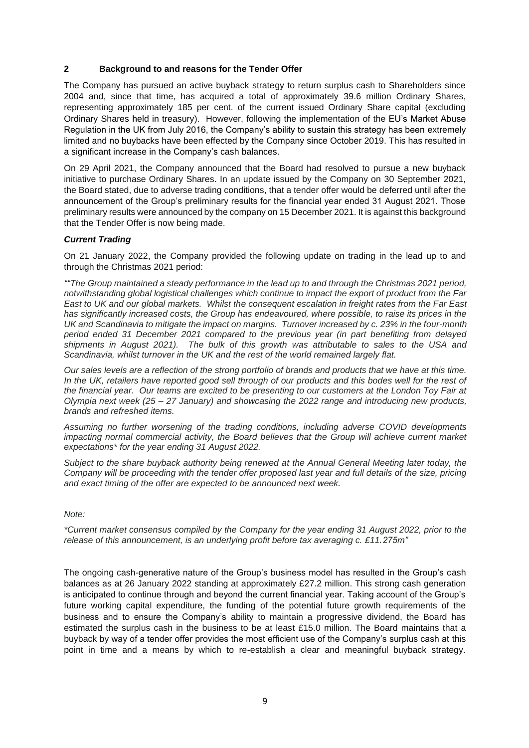## 2 Background to and reasons for the Tender Offer

The Company has pursued an active buyback strategy to return surplus cash to Shareholders since 2004 and, since that time, has acquired a total of approximately 39.6 million Ordinary Shares, representing approximately 185 per cent. of the current issued Ordinary Share capital (excluding Ordinary Shares held in treasury). However, following the implementation of the EU's Market Abuse Regulation in the UK from July 2016, the Company's ability to sustain this strategy has been extremely limited and no buybacks have been effected by the Company since October 2019. This has resulted in a significant increase in the Company's cash balances.

On 29 April 2021, the Company announced that the Board had resolved to pursue a new buyback initiative to purchase Ordinary Shares. In an update issued by the Company on 30 September 2021, the Board stated, due to adverse trading conditions, that a tender offer would be deferred until after the announcement of the Group's preliminary results for the financial year ended 31 August 2021. Those preliminary results were announced by the company on 15 December 2021. It is against this background that the Tender Offer is now being made.

### *Current Trading*

On 21 January 2022, the Company provided the following update on trading in the lead up to and through the Christmas 2021 period:

*""The Group maintained a steady performance in the lead up to and through the Christmas 2021 period, notwithstanding global logistical challenges which continue to impact the export of product from the Far East to UK and our global markets. Whilst the consequent escalation in freight rates from the Far East has significantly increased costs, the Group has endeavoured, where possible, to raise its prices in the UK and Scandinavia to mitigate the impact on margins. Turnover increased by c. 23% in the four-month period ended 31 December 2021 compared to the previous year (in part benefiting from delayed shipments in August 2021). The bulk of this growth was attributable to sales to the USA and Scandinavia, whilst turnover in the UK and the rest of the world remained largely flat.*

*Our sales levels are a reflection of the strong portfolio of brands and products that we have at this time. In the UK, retailers have reported good sell through of our products and this bodes well for the rest of the financial year. Our teams are excited to be presenting to our customers at the London Toy Fair at Olympia next week (25 – 27 January) and showcasing the 2022 range and introducing new products, brands and refreshed items.*

*Assuming no further worsening of the trading conditions, including adverse COVID developments impacting normal commercial activity, the Board believes that the Group will achieve current market expectations* for the year ending 31 August 2022.*

*Subject to the share buyback authority being renewed at the Annual General Meeting later today, the Company will be proceeding with the tender offer proposed last year and full details of the size, pricing and exact timing of the offer are expected to be announced next week.*

*Note:*

**Current market consensus compiled by the Company for the year ending 31 August 2022, prior to the release of this announcement, is an underlying profit before tax averaging c. £11.275m"*

The ongoing cash-generative nature of the Group's business model has resulted in the Group's cash balances as at 26 January 2022 standing at approximately £27.2 million. This strong cash generation is anticipated to continue through and beyond the current financial year. Taking account of the Group's future working capital expenditure, the funding of the potential future growth requirements of the business and to ensure the Company's ability to maintain a progressive dividend, the Board has estimated the surplus cash in the business to be at least £15.0 million. The Board maintains that a buyback by way of a tender offer provides the most efficient use of the Company's surplus cash at this point in time and a means by which to re-establish a clear and meaningful buyback strategy.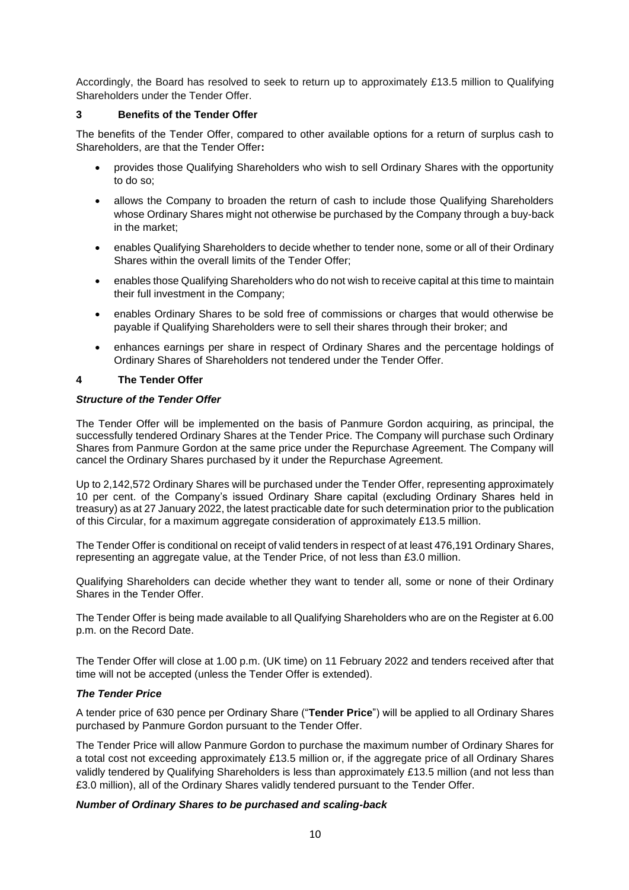Accordingly, the Board has resolved to seek to return up to approximately £13.5 million to Qualifying Shareholders under the Tender Offer.

## 3 Benefits of the Tender Offer

The benefits of the Tender Offer, compared to other available options for a return of surplus cash to Shareholders, are that the Tender Offer**:**

- provides those Qualifying Shareholders who wish to sell Ordinary Shares with the opportunity to do so;
- allows the Company to broaden the return of cash to include those Qualifying Shareholders whose Ordinary Shares might not otherwise be purchased by the Company through a buy-back in the market;
- enables Qualifying Shareholders to decide whether to tender none, some or all of their Ordinary Shares within the overall limits of the Tender Offer;
- enables those Qualifying Shareholders who do not wish to receive capital at this time to maintain their full investment in the Company;
- enables Ordinary Shares to be sold free of commissions or charges that would otherwise be payable if Qualifying Shareholders were to sell their shares through their broker; and
- enhances earnings per share in respect of Ordinary Shares and the percentage holdings of Ordinary Shares of Shareholders not tendered under the Tender Offer.

## 4 The Tender Offer

***Structure of the Tender Offer***

The Tender Offer will be implemented on the basis of Panmure Gordon acquiring, as principal, the successfully tendered Ordinary Shares at the Tender Price. The Company will purchase such Ordinary Shares from Panmure Gordon at the same price under the Repurchase Agreement. The Company will cancel the Ordinary Shares purchased by it under the Repurchase Agreement.

Up to 2,142,572 Ordinary Shares will be purchased under the Tender Offer, representing approximately 10 per cent. of the Company's issued Ordinary Share capital (excluding Ordinary Shares held in treasury) as at 27 January 2022, the latest practicable date for such determination prior to the publication of this Circular, for a maximum aggregate consideration of approximately £13.5 million.

The Tender Offer is conditional on receipt of valid tenders in respect of at least 476,191 Ordinary Shares, representing an aggregate value, at the Tender Price, of not less than £3.0 million.

Qualifying Shareholders can decide whether they want to tender all, some or none of their Ordinary Shares in the Tender Offer.

The Tender Offer is being made available to all Qualifying Shareholders who are on the Register at 6.00 p.m. on the Record Date.

The Tender Offer will close at 1.00 p.m. (UK time) on 11 February 2022 and tenders received after that time will not be accepted (unless the Tender Offer is extended).

***The Tender Price***

A tender price of 630 pence per Ordinary Share ("**Tender Price**") will be applied to all Ordinary Shares purchased by Panmure Gordon pursuant to the Tender Offer.

The Tender Price will allow Panmure Gordon to purchase the maximum number of Ordinary Shares for a total cost not exceeding approximately £13.5 million or, if the aggregate price of all Ordinary Shares validly tendered by Qualifying Shareholders is less than approximately £13.5 million (and not less than £3.0 million), all of the Ordinary Shares validly tendered pursuant to the Tender Offer.

***Number of Ordinary Shares to be purchased and scaling-back***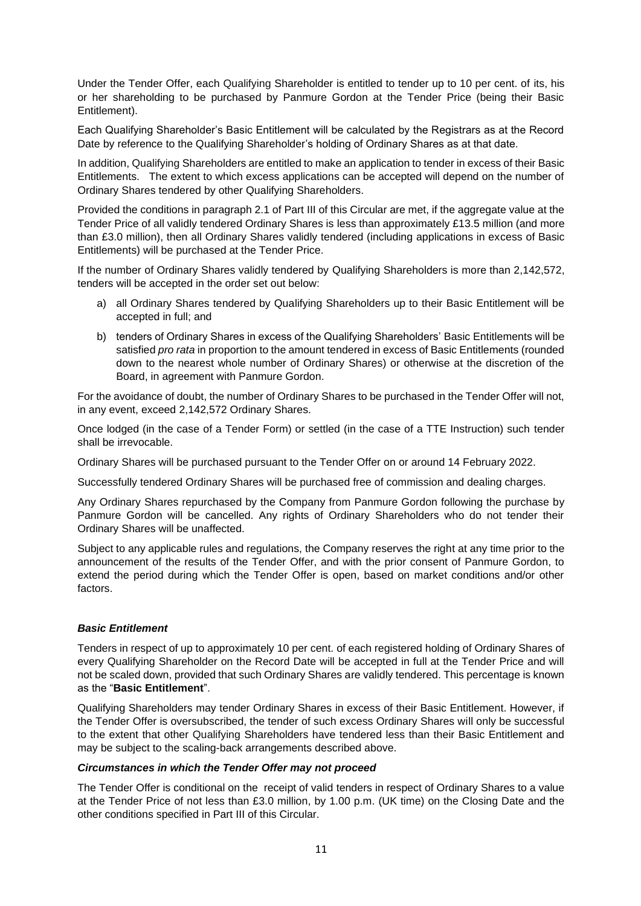Under the Tender Offer, each Qualifying Shareholder is entitled to tender up to 10 per cent. of its, his or her shareholding to be purchased by Panmure Gordon at the Tender Price (being their Basic Entitlement).

Each Qualifying Shareholder's Basic Entitlement will be calculated by the Registrars as at the Record Date by reference to the Qualifying Shareholder's holding of Ordinary Shares as at that date.

In addition, Qualifying Shareholders are entitled to make an application to tender in excess of their Basic Entitlements. The extent to which excess applications can be accepted will depend on the number of Ordinary Shares tendered by other Qualifying Shareholders.

Provided the conditions in paragraph 2.1 of Part III of this Circular are met, if the aggregate value at the Tender Price of all validly tendered Ordinary Shares is less than approximately £13.5 million (and more than £3.0 million), then all Ordinary Shares validly tendered (including applications in excess of Basic Entitlements) will be purchased at the Tender Price.

If the number of Ordinary Shares validly tendered by Qualifying Shareholders is more than 2,142,572, tenders will be accepted in the order set out below:

a) all Ordinary Shares tendered by Qualifying Shareholders up to their Basic Entitlement will be accepted in full; and

b) tenders of Ordinary Shares in excess of the Qualifying Shareholders' Basic Entitlements will be satisfied *pro rata* in proportion to the amount tendered in excess of Basic Entitlements (rounded down to the nearest whole number of Ordinary Shares) or otherwise at the discretion of the Board, in agreement with Panmure Gordon.

For the avoidance of doubt, the number of Ordinary Shares to be purchased in the Tender Offer will not, in any event, exceed 2,142,572 Ordinary Shares.

Once lodged (in the case of a Tender Form) or settled (in the case of a TTE Instruction) such tender shall be irrevocable.

Ordinary Shares will be purchased pursuant to the Tender Offer on or around 14 February 2022.

Successfully tendered Ordinary Shares will be purchased free of commission and dealing charges.

Any Ordinary Shares repurchased by the Company from Panmure Gordon following the purchase by Panmure Gordon will be cancelled. Any rights of Ordinary Shareholders who do not tender their Ordinary Shares will be unaffected.

Subject to any applicable rules and regulations, the Company reserves the right at any time prior to the announcement of the results of the Tender Offer, and with the prior consent of Panmure Gordon, to extend the period during which the Tender Offer is open, based on market conditions and/or other factors.

***Basic Entitlement***

Tenders in respect of up to approximately 10 per cent. of each registered holding of Ordinary Shares of every Qualifying Shareholder on the Record Date will be accepted in full at the Tender Price and will not be scaled down, provided that such Ordinary Shares are validly tendered. This percentage is known as the "**Basic Entitlement**".

Qualifying Shareholders may tender Ordinary Shares in excess of their Basic Entitlement. However, if the Tender Offer is oversubscribed, the tender of such excess Ordinary Shares will only be successful to the extent that other Qualifying Shareholders have tendered less than their Basic Entitlement and may be subject to the scaling-back arrangements described above.

***Circumstances in which the Tender Offer may not proceed***

The Tender Offer is conditional on the receipt of valid tenders in respect of Ordinary Shares to a value at the Tender Price of not less than £3.0 million, by 1.00 p.m. (UK time) on the Closing Date and the other conditions specified in Part III of this Circular.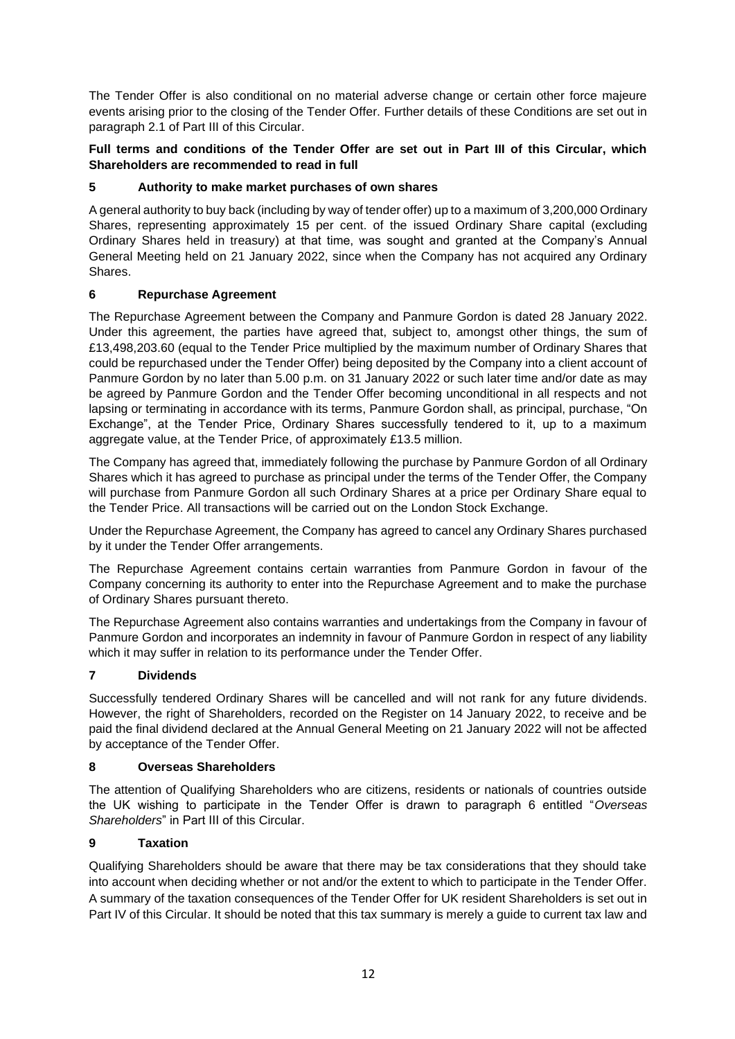The Tender Offer is also conditional on no material adverse change or certain other force majeure events arising prior to the closing of the Tender Offer. Further details of these Conditions are set out in paragraph 2.1 of Part III of this Circular.

**Full terms and conditions of the Tender Offer are set out in Part III of this Circular, which Shareholders are recommended to read in full**

## 5 Authority to make market purchases of own shares

A general authority to buy back (including by way of tender offer) up to a maximum of 3,200,000 Ordinary Shares, representing approximately 15 per cent. of the issued Ordinary Share capital (excluding Ordinary Shares held in treasury) at that time, was sought and granted at the Company's Annual General Meeting held on 21 January 2022, since when the Company has not acquired any Ordinary Shares.

## 6 Repurchase Agreement

The Repurchase Agreement between the Company and Panmure Gordon is dated 28 January 2022. Under this agreement, the parties have agreed that, subject to, amongst other things, the sum of £13,498,203.60 (equal to the Tender Price multiplied by the maximum number of Ordinary Shares that could be repurchased under the Tender Offer) being deposited by the Company into a client account of Panmure Gordon by no later than 5.00 p.m. on 31 January 2022 or such later time and/or date as may be agreed by Panmure Gordon and the Tender Offer becoming unconditional in all respects and not lapsing or terminating in accordance with its terms, Panmure Gordon shall, as principal, purchase, "On Exchange", at the Tender Price, Ordinary Shares successfully tendered to it, up to a maximum aggregate value, at the Tender Price, of approximately £13.5 million.

The Company has agreed that, immediately following the purchase by Panmure Gordon of all Ordinary Shares which it has agreed to purchase as principal under the terms of the Tender Offer, the Company will purchase from Panmure Gordon all such Ordinary Shares at a price per Ordinary Share equal to the Tender Price. All transactions will be carried out on the London Stock Exchange.

Under the Repurchase Agreement, the Company has agreed to cancel any Ordinary Shares purchased by it under the Tender Offer arrangements.

The Repurchase Agreement contains certain warranties from Panmure Gordon in favour of the Company concerning its authority to enter into the Repurchase Agreement and to make the purchase of Ordinary Shares pursuant thereto.

The Repurchase Agreement also contains warranties and undertakings from the Company in favour of Panmure Gordon and incorporates an indemnity in favour of Panmure Gordon in respect of any liability which it may suffer in relation to its performance under the Tender Offer.

## 7 Dividends

Successfully tendered Ordinary Shares will be cancelled and will not rank for any future dividends. However, the right of Shareholders, recorded on the Register on 14 January 2022, to receive and be paid the final dividend declared at the Annual General Meeting on 21 January 2022 will not be affected by acceptance of the Tender Offer.

## 8 Overseas Shareholders

The attention of Qualifying Shareholders who are citizens, residents or nationals of countries outside the UK wishing to participate in the Tender Offer is drawn to paragraph 6 entitled "*Overseas Shareholders*" in Part III of this Circular.

## 9 Taxation

Qualifying Shareholders should be aware that there may be tax considerations that they should take into account when deciding whether or not and/or the extent to which to participate in the Tender Offer. A summary of the taxation consequences of the Tender Offer for UK resident Shareholders is set out in Part IV of this Circular. It should be noted that this tax summary is merely a guide to current tax law and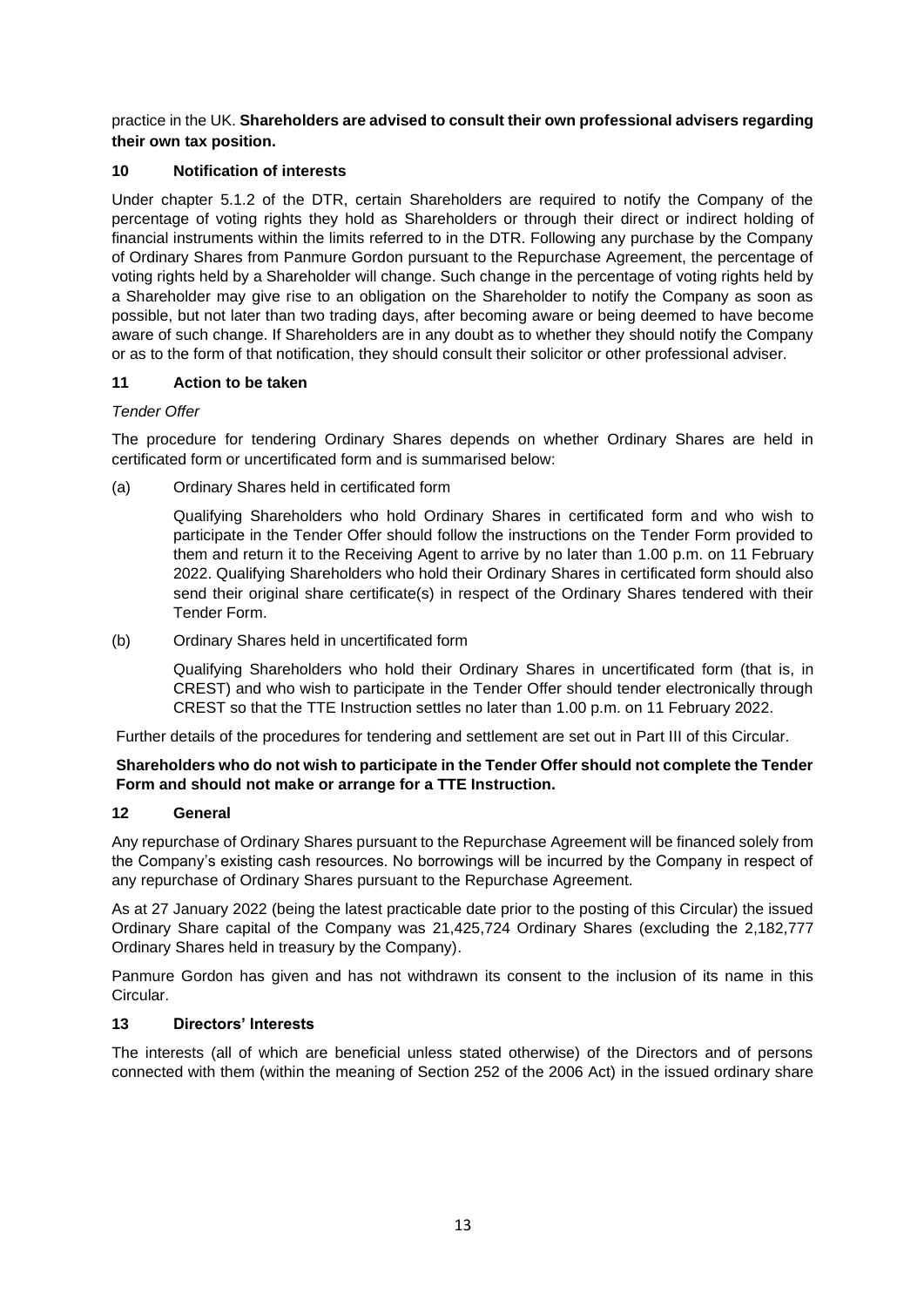practice in the UK. **Shareholders are advised to consult their own professional advisers regarding their own tax position.**

## 10 Notification of interests

Under chapter 5.1.2 of the DTR, certain Shareholders are required to notify the Company of the percentage of voting rights they hold as Shareholders or through their direct or indirect holding of financial instruments within the limits referred to in the DTR. Following any purchase by the Company of Ordinary Shares from Panmure Gordon pursuant to the Repurchase Agreement, the percentage of voting rights held by a Shareholder will change. Such change in the percentage of voting rights held by a Shareholder may give rise to an obligation on the Shareholder to notify the Company as soon as possible, but not later than two trading days, after becoming aware or being deemed to have become aware of such change. If Shareholders are in any doubt as to whether they should notify the Company or as to the form of that notification, they should consult their solicitor or other professional adviser.

## 11 Action to be taken

*Tender Offer*

The procedure for tendering Ordinary Shares depends on whether Ordinary Shares are held in certificated form or uncertificated form and is summarised below:

(a) Ordinary Shares held in certificated form

Qualifying Shareholders who hold Ordinary Shares in certificated form and who wish to participate in the Tender Offer should follow the instructions on the Tender Form provided to them and return it to the Receiving Agent to arrive by no later than 1.00 p.m. on 11 February 2022. Qualifying Shareholders who hold their Ordinary Shares in certificated form should also send their original share certificate(s) in respect of the Ordinary Shares tendered with their Tender Form.

(b) Ordinary Shares held in uncertificated form

Qualifying Shareholders who hold their Ordinary Shares in uncertificated form (that is, in CREST) and who wish to participate in the Tender Offer should tender electronically through CREST so that the TTE Instruction settles no later than 1.00 p.m. on 11 February 2022.

Further details of the procedures for tendering and settlement are set out in Part III of this Circular.

**Shareholders who do not wish to participate in the Tender Offer should not complete the Tender Form and should not make or arrange for a TTE Instruction.**

## 12 General

Any repurchase of Ordinary Shares pursuant to the Repurchase Agreement will be financed solely from the Company's existing cash resources. No borrowings will be incurred by the Company in respect of any repurchase of Ordinary Shares pursuant to the Repurchase Agreement.

As at 27 January 2022 (being the latest practicable date prior to the posting of this Circular) the issued Ordinary Share capital of the Company was 21,425,724 Ordinary Shares (excluding the 2,182,777 Ordinary Shares held in treasury by the Company).

Panmure Gordon has given and has not withdrawn its consent to the inclusion of its name in this Circular.

## 13 Directors' Interests

The interests (all of which are beneficial unless stated otherwise) of the Directors and of persons connected with them (within the meaning of Section 252 of the 2006 Act) in the issued ordinary share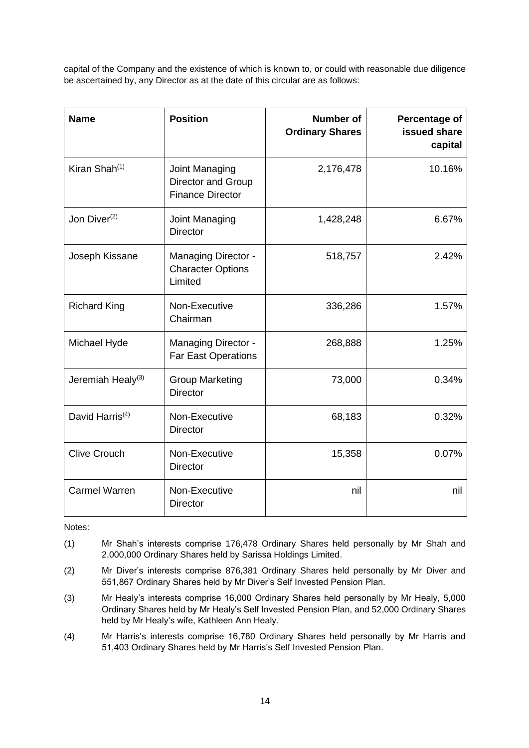capital of the Company and the existence of which is known to, or could with reasonable due diligence be ascertained by, any Director as at the date of this circular are as follows:

| Name | Position | Number of Ordinary Shares | Percentage of issued share capital |
|---|---|---:|---:|
| Kiran Shah[(1)] | Joint Managing Director and Group Finance Director | 2,176,478 | 10.16% |
| Jon Diver[(2)] | Joint Managing Director | 1,428,248 | 6.67% |
| Joseph Kissane | Managing Director - Character Options Limited | 518,757 | 2.42% |
| Richard King | Non-Executive Chairman | 336,286 | 1.57% |
| Michael Hyde | Managing Director - Far East Operations | 268,888 | 1.25% |
| Jeremiah Healy[(3)] | Group Marketing Director | 73,000 | 0.34% |
| David Harris[(4)] | Non-Executive Director | 68,183 | 0.32% |
| Clive Crouch | Non-Executive Director | 15,358 | 0.07% |
| Carmel Warren | Non-Executive Director | nil | nil |

Notes:

(1) Mr Shah's interests comprise 176,478 Ordinary Shares held personally by Mr Shah and 2,000,000 Ordinary Shares held by Sarissa Holdings Limited.

(2) Mr Diver's interests comprise 876,381 Ordinary Shares held personally by Mr Diver and 551,867 Ordinary Shares held by Mr Diver's Self Invested Pension Plan.

(3) Mr Healy's interests comprise 16,000 Ordinary Shares held personally by Mr Healy, 5,000 Ordinary Shares held by Mr Healy's Self Invested Pension Plan, and 52,000 Ordinary Shares held by Mr Healy's wife, Kathleen Ann Healy.

(4) Mr Harris's interests comprise 16,780 Ordinary Shares held personally by Mr Harris and 51,403 Ordinary Shares held by Mr Harris's Self Invested Pension Plan.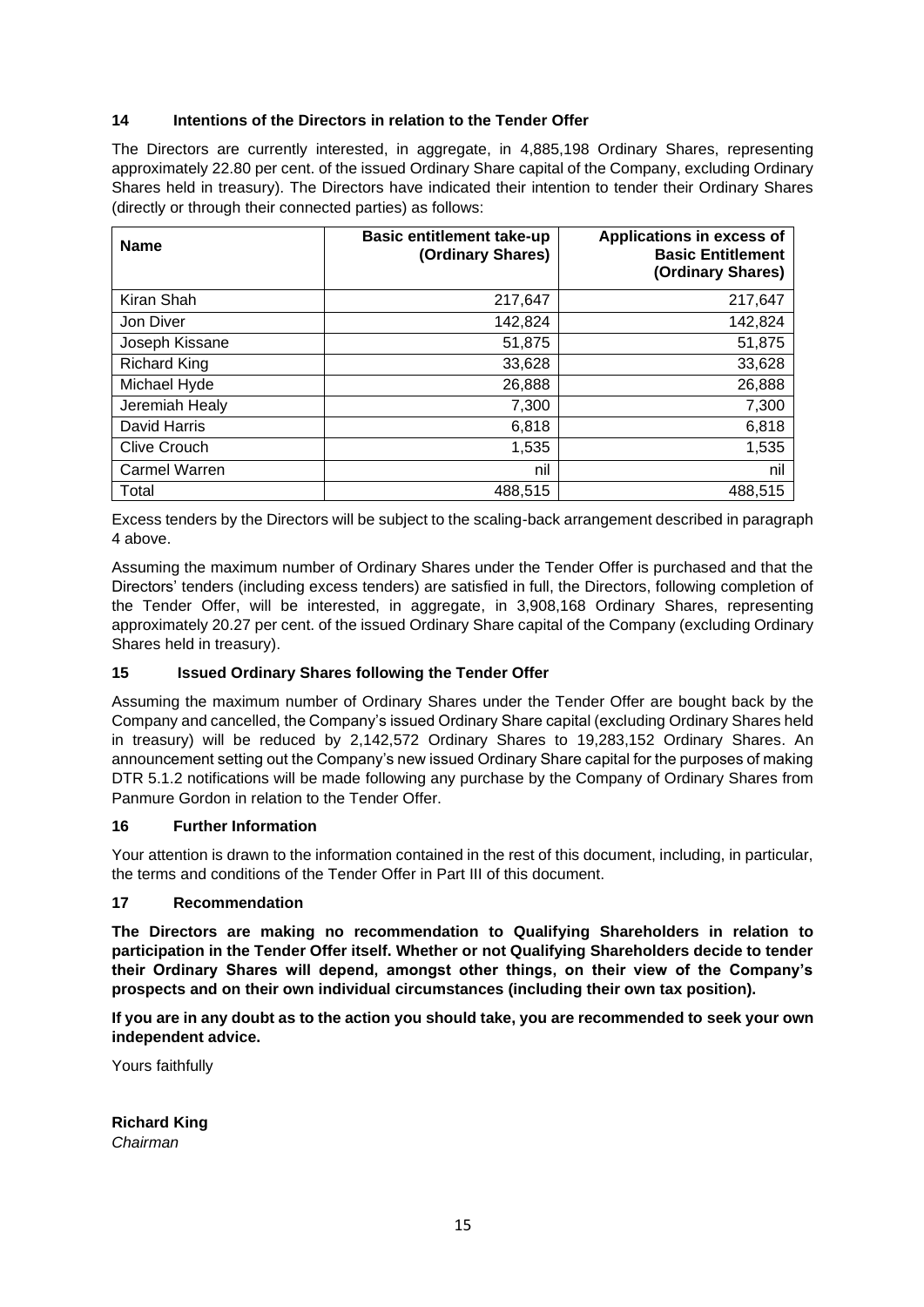## 14 Intentions of the Directors in relation to the Tender Offer

The Directors are currently interested, in aggregate, in 4,885,198 Ordinary Shares, representing approximately 22.80 per cent. of the issued Ordinary Share capital of the Company, excluding Ordinary Shares held in treasury). The Directors have indicated their intention to tender their Ordinary Shares (directly or through their connected parties) as follows:

| Name | Basic entitlement take-up (Ordinary Shares) | Applications in excess of Basic Entitlement (Ordinary Shares) |
|---|---:|---:|
| Kiran Shah | 217,647 | 217,647 |
| Jon Diver | 142,824 | 142,824 |
| Joseph Kissane | 51,875 | 51,875 |
| Richard King | 33,628 | 33,628 |
| Michael Hyde | 26,888 | 26,888 |
| Jeremiah Healy | 7,300 | 7,300 |
| David Harris | 6,818 | 6,818 |
| Clive Crouch | 1,535 | 1,535 |
| Carmel Warren | nil | nil |
| Total | 488,515 | 488,515 |

Excess tenders by the Directors will be subject to the scaling-back arrangement described in paragraph 4 above.

Assuming the maximum number of Ordinary Shares under the Tender Offer is purchased and that the Directors' tenders (including excess tenders) are satisfied in full, the Directors, following completion of the Tender Offer, will be interested, in aggregate, in 3,908,168 Ordinary Shares, representing approximately 20.27 per cent. of the issued Ordinary Share capital of the Company (excluding Ordinary Shares held in treasury).

## 15 Issued Ordinary Shares following the Tender Offer

Assuming the maximum number of Ordinary Shares under the Tender Offer are bought back by the Company and cancelled, the Company's issued Ordinary Share capital (excluding Ordinary Shares held in treasury) will be reduced by 2,142,572 Ordinary Shares to 19,283,152 Ordinary Shares. An announcement setting out the Company's new issued Ordinary Share capital for the purposes of making DTR 5.1.2 notifications will be made following any purchase by the Company of Ordinary Shares from Panmure Gordon in relation to the Tender Offer.

## 16 Further Information

Your attention is drawn to the information contained in the rest of this document, including, in particular, the terms and conditions of the Tender Offer in Part III of this document.

## 17 Recommendation

**The Directors are making no recommendation to Qualifying Shareholders in relation to participation in the Tender Offer itself. Whether or not Qualifying Shareholders decide to tender their Ordinary Shares will depend, amongst other things, on their view of the Company's prospects and on their own individual circumstances (including their own tax position).**

**If you are in any doubt as to the action you should take, you are recommended to seek your own independent advice.**

Yours faithfully

**Richard King**
*Chairman*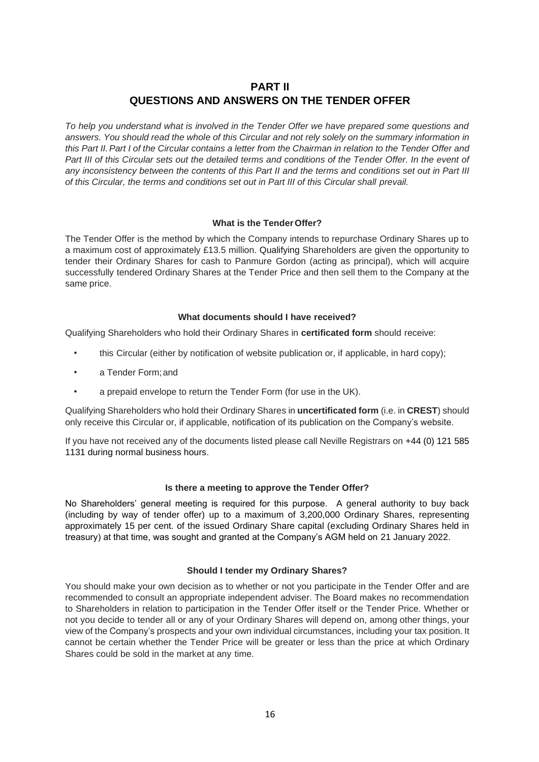# PART II
# QUESTIONS AND ANSWERS ON THE TENDER OFFER

*To help you understand what is involved in the Tender Offer we have prepared some questions and answers. You should read the whole of this Circular and not rely solely on the summary information in this Part II. Part I of the Circular contains a letter from the Chairman in relation to the Tender Offer and Part III of this Circular sets out the detailed terms and conditions of the Tender Offer. In the event of any inconsistency between the contents of this Part II and the terms and conditions set out in Part III of this Circular, the terms and conditions set out in Part III of this Circular shall prevail.*

**What is the Tender Offer?**

The Tender Offer is the method by which the Company intends to repurchase Ordinary Shares up to a maximum cost of approximately £13.5 million. Qualifying Shareholders are given the opportunity to tender their Ordinary Shares for cash to Panmure Gordon (acting as principal), which will acquire successfully tendered Ordinary Shares at the Tender Price and then sell them to the Company at the same price.

**What documents should I have received?**

Qualifying Shareholders who hold their Ordinary Shares in **certificated form** should receive:

- this Circular (either by notification of website publication or, if applicable, in hard copy);
- a Tender Form; and
- a prepaid envelope to return the Tender Form (for use in the UK).

Qualifying Shareholders who hold their Ordinary Shares in **uncertificated form** (i.e. in **CREST**) should only receive this Circular or, if applicable, notification of its publication on the Company's website.

If you have not received any of the documents listed please call Neville Registrars on +44 (0) 121 585 1131 during normal business hours.

**Is there a meeting to approve the Tender Offer?**

No Shareholders' general meeting is required for this purpose. A general authority to buy back (including by way of tender offer) up to a maximum of 3,200,000 Ordinary Shares, representing approximately 15 per cent. of the issued Ordinary Share capital (excluding Ordinary Shares held in treasury) at that time, was sought and granted at the Company's AGM held on 21 January 2022.

**Should I tender my Ordinary Shares?**

You should make your own decision as to whether or not you participate in the Tender Offer and are recommended to consult an appropriate independent adviser. The Board makes no recommendation to Shareholders in relation to participation in the Tender Offer itself or the Tender Price. Whether or not you decide to tender all or any of your Ordinary Shares will depend on, among other things, your view of the Company's prospects and your own individual circumstances, including your tax position. It cannot be certain whether the Tender Price will be greater or less than the price at which Ordinary Shares could be sold in the market at any time.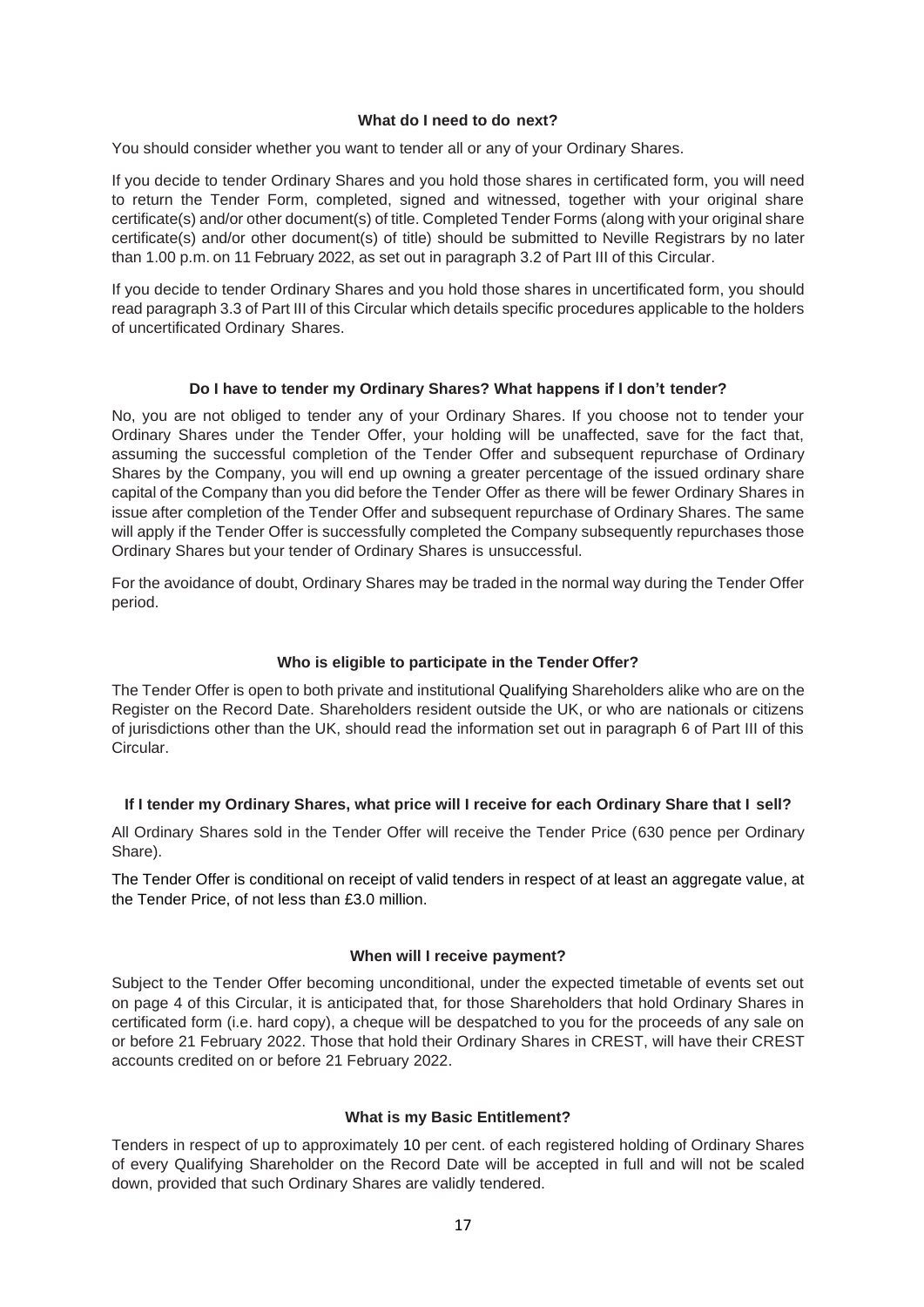### What do I need to do next?

You should consider whether you want to tender all or any of your Ordinary Shares.

If you decide to tender Ordinary Shares and you hold those shares in certificated form, you will need to return the Tender Form, completed, signed and witnessed, together with your original share certificate(s) and/or other document(s) of title. Completed Tender Forms (along with your original share certificate(s) and/or other document(s) of title) should be submitted to Neville Registrars by no later than 1.00 p.m. on 11 February 2022, as set out in paragraph 3.2 of Part III of this Circular.

If you decide to tender Ordinary Shares and you hold those shares in uncertificated form, you should read paragraph 3.3 of Part III of this Circular which details specific procedures applicable to the holders of uncertificated Ordinary Shares.

### Do I have to tender my Ordinary Shares? What happens if I don't tender?

No, you are not obliged to tender any of your Ordinary Shares. If you choose not to tender your Ordinary Shares under the Tender Offer, your holding will be unaffected, save for the fact that, assuming the successful completion of the Tender Offer and subsequent repurchase of Ordinary Shares by the Company, you will end up owning a greater percentage of the issued ordinary share capital of the Company than you did before the Tender Offer as there will be fewer Ordinary Shares in issue after completion of the Tender Offer and subsequent repurchase of Ordinary Shares. The same will apply if the Tender Offer is successfully completed the Company subsequently repurchases those Ordinary Shares but your tender of Ordinary Shares is unsuccessful.

For the avoidance of doubt, Ordinary Shares may be traded in the normal way during the Tender Offer period.

### Who is eligible to participate in the Tender Offer?

The Tender Offer is open to both private and institutional Qualifying Shareholders alike who are on the Register on the Record Date. Shareholders resident outside the UK, or who are nationals or citizens of jurisdictions other than the UK, should read the information set out in paragraph 6 of Part III of this Circular.

### If I tender my Ordinary Shares, what price will I receive for each Ordinary Share that I sell?

All Ordinary Shares sold in the Tender Offer will receive the Tender Price (630 pence per Ordinary Share).

The Tender Offer is conditional on receipt of valid tenders in respect of at least an aggregate value, at the Tender Price, of not less than £3.0 million.

### When will I receive payment?

Subject to the Tender Offer becoming unconditional, under the expected timetable of events set out on page 4 of this Circular, it is anticipated that, for those Shareholders that hold Ordinary Shares in certificated form (i.e. hard copy), a cheque will be despatched to you for the proceeds of any sale on or before 21 February 2022. Those that hold their Ordinary Shares in CREST, will have their CREST accounts credited on or before 21 February 2022.

### What is my Basic Entitlement?

Tenders in respect of up to approximately 10 per cent. of each registered holding of Ordinary Shares of every Qualifying Shareholder on the Record Date will be accepted in full and will not be scaled down, provided that such Ordinary Shares are validly tendered.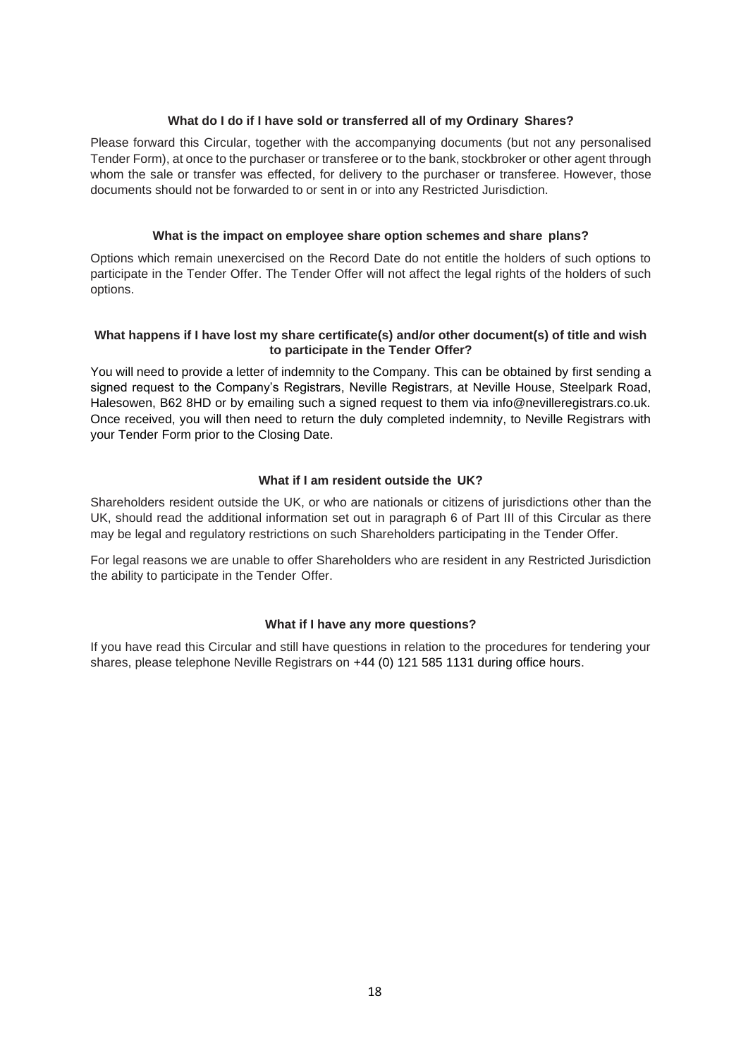**What do I do if I have sold or transferred all of my Ordinary Shares?**

Please forward this Circular, together with the accompanying documents (but not any personalised Tender Form), at once to the purchaser or transferee or to the bank, stockbroker or other agent through whom the sale or transfer was effected, for delivery to the purchaser or transferee. However, those documents should not be forwarded to or sent in or into any Restricted Jurisdiction.

**What is the impact on employee share option schemes and share plans?**

Options which remain unexercised on the Record Date do not entitle the holders of such options to participate in the Tender Offer. The Tender Offer will not affect the legal rights of the holders of such options.

**What happens if I have lost my share certificate(s) and/or other document(s) of title and wish to participate in the Tender Offer?**

You will need to provide a letter of indemnity to the Company. This can be obtained by first sending a signed request to the Company's Registrars, Neville Registrars, at Neville House, Steelpark Road, Halesowen, B62 8HD or by emailing such a signed request to them via info@nevilleregistrars.co.uk. Once received, you will then need to return the duly completed indemnity, to Neville Registrars with your Tender Form prior to the Closing Date.

**What if I am resident outside the UK?**

Shareholders resident outside the UK, or who are nationals or citizens of jurisdictions other than the UK, should read the additional information set out in paragraph 6 of Part III of this Circular as there may be legal and regulatory restrictions on such Shareholders participating in the Tender Offer.

For legal reasons we are unable to offer Shareholders who are resident in any Restricted Jurisdiction the ability to participate in the Tender Offer.

**What if I have any more questions?**

If you have read this Circular and still have questions in relation to the procedures for tendering your shares, please telephone Neville Registrars on +44 (0) 121 585 1131 during office hours.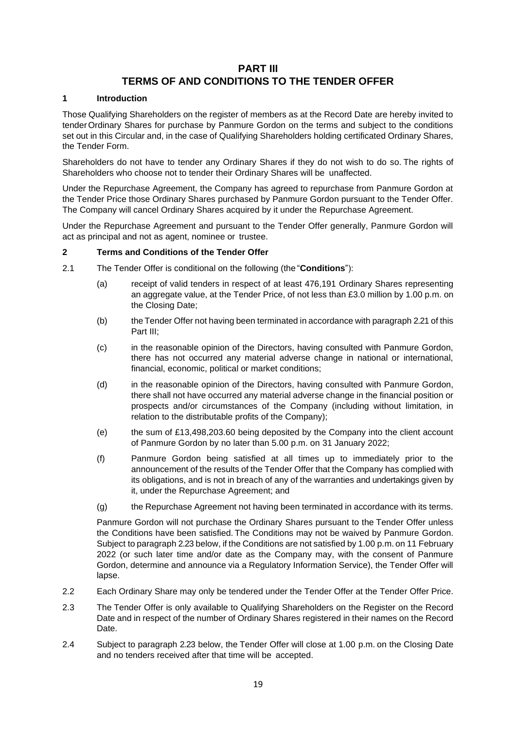# PART III
# TERMS OF AND CONDITIONS TO THE TENDER OFFER

## 1 Introduction

Those Qualifying Shareholders on the register of members as at the Record Date are hereby invited to tender Ordinary Shares for purchase by Panmure Gordon on the terms and subject to the conditions set out in this Circular and, in the case of Qualifying Shareholders holding certificated Ordinary Shares, the Tender Form.

Shareholders do not have to tender any Ordinary Shares if they do not wish to do so. The rights of Shareholders who choose not to tender their Ordinary Shares will be unaffected.

Under the Repurchase Agreement, the Company has agreed to repurchase from Panmure Gordon at the Tender Price those Ordinary Shares purchased by Panmure Gordon pursuant to the Tender Offer. The Company will cancel Ordinary Shares acquired by it under the Repurchase Agreement.

Under the Repurchase Agreement and pursuant to the Tender Offer generally, Panmure Gordon will act as principal and not as agent, nominee or trustee.

## 2 Terms and Conditions of the Tender Offer

2.1 The Tender Offer is conditional on the following (the "**Conditions**"):

(a) receipt of valid tenders in respect of at least 476,191 Ordinary Shares representing an aggregate value, at the Tender Price, of not less than £3.0 million by 1.00 p.m. on the Closing Date;

(b) the Tender Offer not having been terminated in accordance with paragraph 2.21 of this Part III;

(c) in the reasonable opinion of the Directors, having consulted with Panmure Gordon, there has not occurred any material adverse change in national or international, financial, economic, political or market conditions;

(d) in the reasonable opinion of the Directors, having consulted with Panmure Gordon, there shall not have occurred any material adverse change in the financial position or prospects and/or circumstances of the Company (including without limitation, in relation to the distributable profits of the Company);

(e) the sum of £13,498,203.60 being deposited by the Company into the client account of Panmure Gordon by no later than 5.00 p.m. on 31 January 2022;

(f) Panmure Gordon being satisfied at all times up to immediately prior to the announcement of the results of the Tender Offer that the Company has complied with its obligations, and is not in breach of any of the warranties and undertakings given by it, under the Repurchase Agreement; and

(g) the Repurchase Agreement not having been terminated in accordance with its terms.

Panmure Gordon will not purchase the Ordinary Shares pursuant to the Tender Offer unless the Conditions have been satisfied. The Conditions may not be waived by Panmure Gordon. Subject to paragraph 2.23 below, if the Conditions are not satisfied by 1.00 p.m. on 11 February 2022 (or such later time and/or date as the Company may, with the consent of Panmure Gordon, determine and announce via a Regulatory Information Service), the Tender Offer will lapse.

2.2 Each Ordinary Share may only be tendered under the Tender Offer at the Tender Offer Price.

2.3 The Tender Offer is only available to Qualifying Shareholders on the Register on the Record Date and in respect of the number of Ordinary Shares registered in their names on the Record Date.

2.4 Subject to paragraph 2.23 below, the Tender Offer will close at 1.00 p.m. on the Closing Date and no tenders received after that time will be accepted.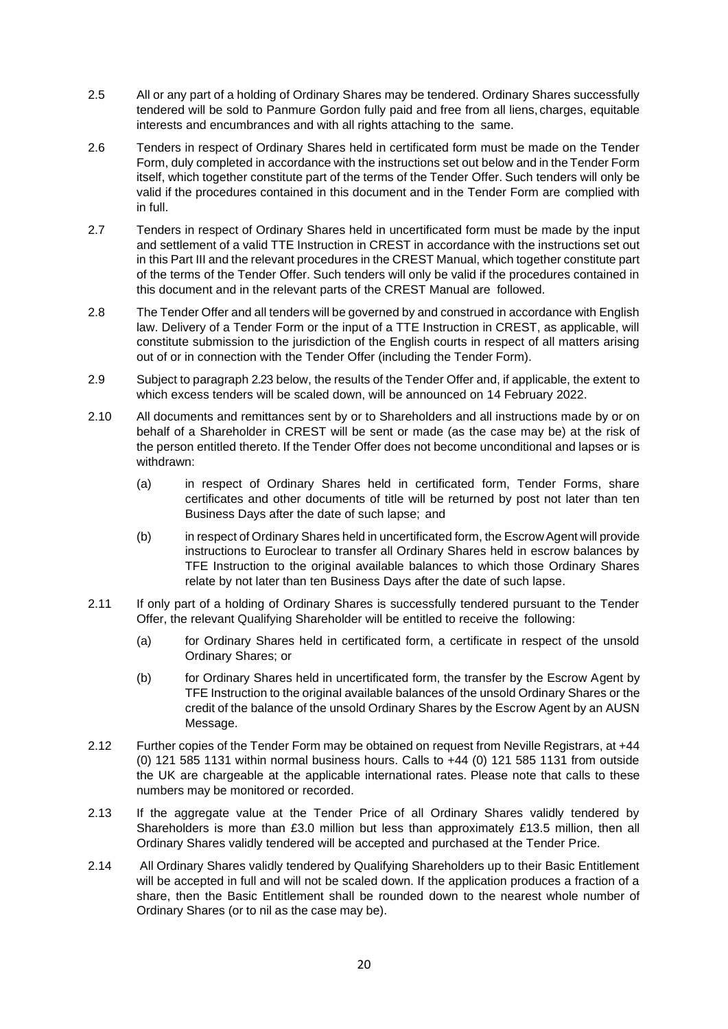2.5 All or any part of a holding of Ordinary Shares may be tendered. Ordinary Shares successfully tendered will be sold to Panmure Gordon fully paid and free from all liens, charges, equitable interests and encumbrances and with all rights attaching to the same.

2.6 Tenders in respect of Ordinary Shares held in certificated form must be made on the Tender Form, duly completed in accordance with the instructions set out below and in the Tender Form itself, which together constitute part of the terms of the Tender Offer. Such tenders will only be valid if the procedures contained in this document and in the Tender Form are complied with in full.

2.7 Tenders in respect of Ordinary Shares held in uncertificated form must be made by the input and settlement of a valid TTE Instruction in CREST in accordance with the instructions set out in this Part III and the relevant procedures in the CREST Manual, which together constitute part of the terms of the Tender Offer. Such tenders will only be valid if the procedures contained in this document and in the relevant parts of the CREST Manual are followed.

2.8 The Tender Offer and all tenders will be governed by and construed in accordance with English law. Delivery of a Tender Form or the input of a TTE Instruction in CREST, as applicable, will constitute submission to the jurisdiction of the English courts in respect of all matters arising out of or in connection with the Tender Offer (including the Tender Form).

2.9 Subject to paragraph 2.23 below, the results of the Tender Offer and, if applicable, the extent to which excess tenders will be scaled down, will be announced on 14 February 2022.

2.10 All documents and remittances sent by or to Shareholders and all instructions made by or on behalf of a Shareholder in CREST will be sent or made (as the case may be) at the risk of the person entitled thereto. If the Tender Offer does not become unconditional and lapses or is withdrawn:

(a) in respect of Ordinary Shares held in certificated form, Tender Forms, share certificates and other documents of title will be returned by post not later than ten Business Days after the date of such lapse; and

(b) in respect of Ordinary Shares held in uncertificated form, the Escrow Agent will provide instructions to Euroclear to transfer all Ordinary Shares held in escrow balances by TFE Instruction to the original available balances to which those Ordinary Shares relate by not later than ten Business Days after the date of such lapse.

2.11 If only part of a holding of Ordinary Shares is successfully tendered pursuant to the Tender Offer, the relevant Qualifying Shareholder will be entitled to receive the following:

(a) for Ordinary Shares held in certificated form, a certificate in respect of the unsold Ordinary Shares; or

(b) for Ordinary Shares held in uncertificated form, the transfer by the Escrow Agent by TFE Instruction to the original available balances of the unsold Ordinary Shares or the credit of the balance of the unsold Ordinary Shares by the Escrow Agent by an AUSN Message.

2.12 Further copies of the Tender Form may be obtained on request from Neville Registrars, at +44 (0) 121 585 1131 within normal business hours. Calls to +44 (0) 121 585 1131 from outside the UK are chargeable at the applicable international rates. Please note that calls to these numbers may be monitored or recorded.

2.13 If the aggregate value at the Tender Price of all Ordinary Shares validly tendered by Shareholders is more than £3.0 million but less than approximately £13.5 million, then all Ordinary Shares validly tendered will be accepted and purchased at the Tender Price.

2.14 All Ordinary Shares validly tendered by Qualifying Shareholders up to their Basic Entitlement will be accepted in full and will not be scaled down. If the application produces a fraction of a share, then the Basic Entitlement shall be rounded down to the nearest whole number of Ordinary Shares (or to nil as the case may be).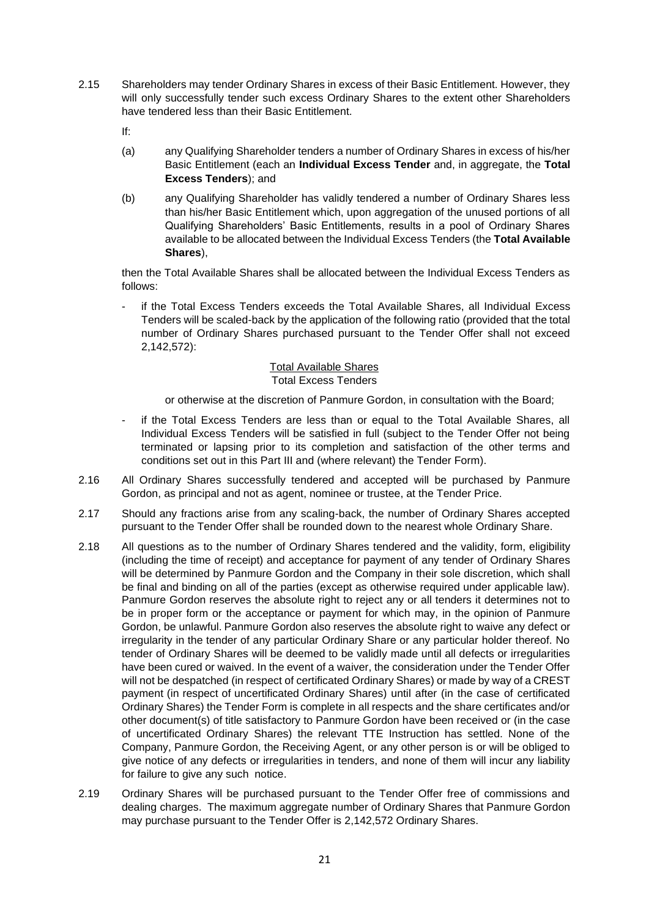2.15 Shareholders may tender Ordinary Shares in excess of their Basic Entitlement. However, they will only successfully tender such excess Ordinary Shares to the extent other Shareholders have tendered less than their Basic Entitlement.

If:

(a) any Qualifying Shareholder tenders a number of Ordinary Shares in excess of his/her Basic Entitlement (each an **Individual Excess Tender** and, in aggregate, the **Total Excess Tenders**); and

(b) any Qualifying Shareholder has validly tendered a number of Ordinary Shares less than his/her Basic Entitlement which, upon aggregation of the unused portions of all Qualifying Shareholders' Basic Entitlements, results in a pool of Ordinary Shares available to be allocated between the Individual Excess Tenders (the **Total Available Shares**),

then the Total Available Shares shall be allocated between the Individual Excess Tenders as follows:

- if the Total Excess Tenders exceeds the Total Available Shares, all Individual Excess Tenders will be scaled-back by the application of the following ratio (provided that the total number of Ordinary Shares purchased pursuant to the Tender Offer shall not exceed 2,142,572):

$$\frac{\text{Total Available Shares}}{\text{Total Excess Tenders}}$$

or otherwise at the discretion of Panmure Gordon, in consultation with the Board;

- if the Total Excess Tenders are less than or equal to the Total Available Shares, all Individual Excess Tenders will be satisfied in full (subject to the Tender Offer not being terminated or lapsing prior to its completion and satisfaction of the other terms and conditions set out in this Part III and (where relevant) the Tender Form).

2.16 All Ordinary Shares successfully tendered and accepted will be purchased by Panmure Gordon, as principal and not as agent, nominee or trustee, at the Tender Price.

2.17 Should any fractions arise from any scaling-back, the number of Ordinary Shares accepted pursuant to the Tender Offer shall be rounded down to the nearest whole Ordinary Share.

2.18 All questions as to the number of Ordinary Shares tendered and the validity, form, eligibility (including the time of receipt) and acceptance for payment of any tender of Ordinary Shares will be determined by Panmure Gordon and the Company in their sole discretion, which shall be final and binding on all of the parties (except as otherwise required under applicable law). Panmure Gordon reserves the absolute right to reject any or all tenders it determines not to be in proper form or the acceptance or payment for which may, in the opinion of Panmure Gordon, be unlawful. Panmure Gordon also reserves the absolute right to waive any defect or irregularity in the tender of any particular Ordinary Share or any particular holder thereof. No tender of Ordinary Shares will be deemed to be validly made until all defects or irregularities have been cured or waived. In the event of a waiver, the consideration under the Tender Offer will not be despatched (in respect of certificated Ordinary Shares) or made by way of a CREST payment (in respect of uncertificated Ordinary Shares) until after (in the case of certificated Ordinary Shares) the Tender Form is complete in all respects and the share certificates and/or other document(s) of title satisfactory to Panmure Gordon have been received or (in the case of uncertificated Ordinary Shares) the relevant TTE Instruction has settled. None of the Company, Panmure Gordon, the Receiving Agent, or any other person is or will be obliged to give notice of any defects or irregularities in tenders, and none of them will incur any liability for failure to give any such notice.

2.19 Ordinary Shares will be purchased pursuant to the Tender Offer free of commissions and dealing charges. The maximum aggregate number of Ordinary Shares that Panmure Gordon may purchase pursuant to the Tender Offer is 2,142,572 Ordinary Shares.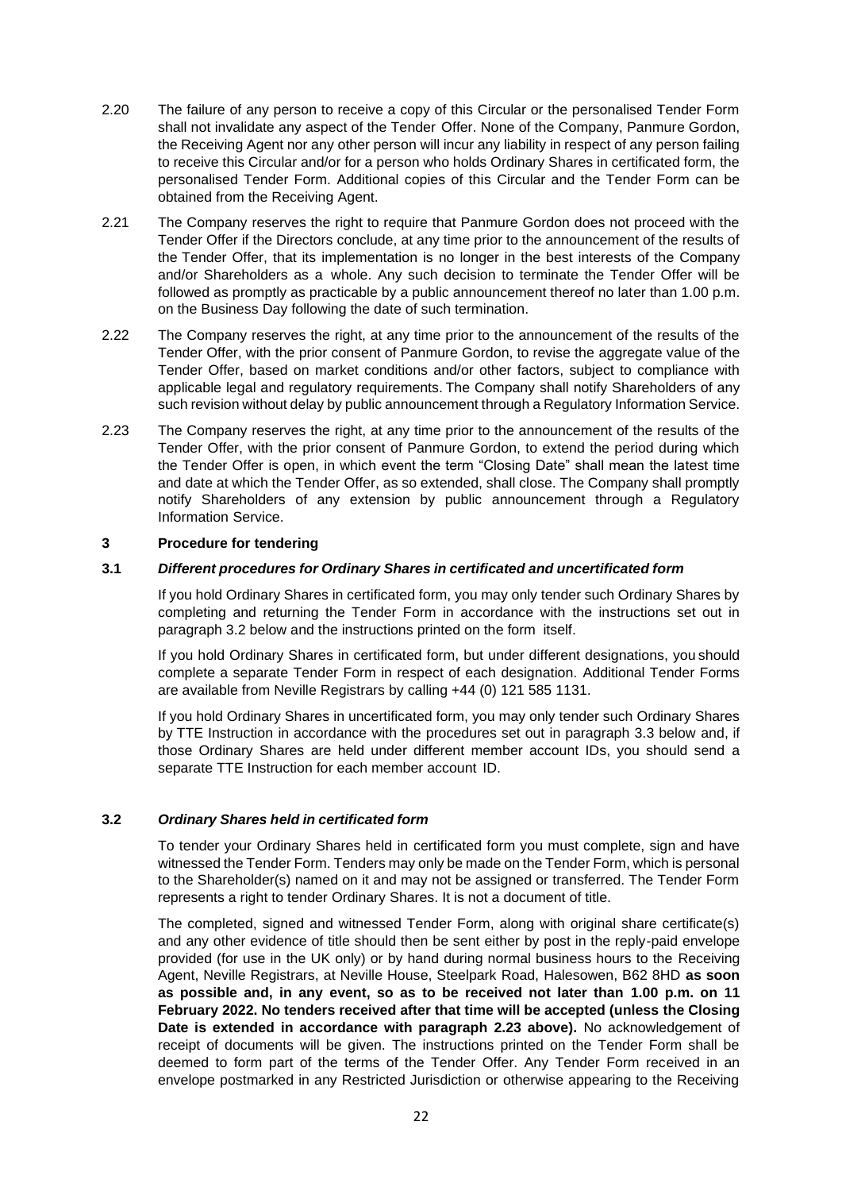2.20 The failure of any person to receive a copy of this Circular or the personalised Tender Form shall not invalidate any aspect of the Tender Offer. None of the Company, Panmure Gordon, the Receiving Agent nor any other person will incur any liability in respect of any person failing to receive this Circular and/or for a person who holds Ordinary Shares in certificated form, the personalised Tender Form. Additional copies of this Circular and the Tender Form can be obtained from the Receiving Agent.

2.21 The Company reserves the right to require that Panmure Gordon does not proceed with the Tender Offer if the Directors conclude, at any time prior to the announcement of the results of the Tender Offer, that its implementation is no longer in the best interests of the Company and/or Shareholders as a whole. Any such decision to terminate the Tender Offer will be followed as promptly as practicable by a public announcement thereof no later than 1.00 p.m. on the Business Day following the date of such termination.

2.22 The Company reserves the right, at any time prior to the announcement of the results of the Tender Offer, with the prior consent of Panmure Gordon, to revise the aggregate value of the Tender Offer, based on market conditions and/or other factors, subject to compliance with applicable legal and regulatory requirements. The Company shall notify Shareholders of any such revision without delay by public announcement through a Regulatory Information Service.

2.23 The Company reserves the right, at any time prior to the announcement of the results of the Tender Offer, with the prior consent of Panmure Gordon, to extend the period during which the Tender Offer is open, in which event the term "Closing Date" shall mean the latest time and date at which the Tender Offer, as so extended, shall close. The Company shall promptly notify Shareholders of any extension by public announcement through a Regulatory Information Service.

## 3 Procedure for tendering

### 3.1 *Different procedures for Ordinary Shares in certificated and uncertificated form*

If you hold Ordinary Shares in certificated form, you may only tender such Ordinary Shares by completing and returning the Tender Form in accordance with the instructions set out in paragraph 3.2 below and the instructions printed on the form itself.

If you hold Ordinary Shares in certificated form, but under different designations, you should complete a separate Tender Form in respect of each designation. Additional Tender Forms are available from Neville Registrars by calling +44 (0) 121 585 1131.

If you hold Ordinary Shares in uncertificated form, you may only tender such Ordinary Shares by TTE Instruction in accordance with the procedures set out in paragraph 3.3 below and, if those Ordinary Shares are held under different member account IDs, you should send a separate TTE Instruction for each member account ID.

### 3.2 *Ordinary Shares held in certificated form*

To tender your Ordinary Shares held in certificated form you must complete, sign and have witnessed the Tender Form. Tenders may only be made on the Tender Form, which is personal to the Shareholder(s) named on it and may not be assigned or transferred. The Tender Form represents a right to tender Ordinary Shares. It is not a document of title.

The completed, signed and witnessed Tender Form, along with original share certificate(s) and any other evidence of title should then be sent either by post in the reply-paid envelope provided (for use in the UK only) or by hand during normal business hours to the Receiving Agent, Neville Registrars, at Neville House, Steelpark Road, Halesowen, B62 8HD **as soon as possible and, in any event, so as to be received not later than 1.00 p.m. on 11 February 2022. No tenders received after that time will be accepted (unless the Closing Date is extended in accordance with paragraph 2.23 above).** No acknowledgement of receipt of documents will be given. The instructions printed on the Tender Form shall be deemed to form part of the terms of the Tender Offer. Any Tender Form received in an envelope postmarked in any Restricted Jurisdiction or otherwise appearing to the Receiving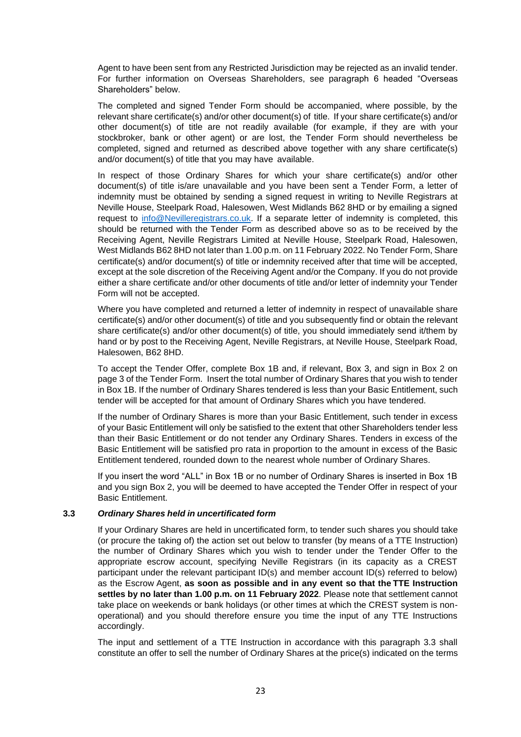Agent to have been sent from any Restricted Jurisdiction may be rejected as an invalid tender. For further information on Overseas Shareholders, see paragraph 6 headed "Overseas Shareholders" below.

The completed and signed Tender Form should be accompanied, where possible, by the relevant share certificate(s) and/or other document(s) of title. If your share certificate(s) and/or other document(s) of title are not readily available (for example, if they are with your stockbroker, bank or other agent) or are lost, the Tender Form should nevertheless be completed, signed and returned as described above together with any share certificate(s) and/or document(s) of title that you may have available.

In respect of those Ordinary Shares for which your share certificate(s) and/or other document(s) of title is/are unavailable and you have been sent a Tender Form, a letter of indemnity must be obtained by sending a signed request in writing to Neville Registrars at Neville House, Steelpark Road, Halesowen, West Midlands B62 8HD or by emailing a signed request to info@Nevilleregistrars.co.uk. If a separate letter of indemnity is completed, this should be returned with the Tender Form as described above so as to be received by the Receiving Agent, Neville Registrars Limited at Neville House, Steelpark Road, Halesowen, West Midlands B62 8HD not later than 1.00 p.m. on 11 February 2022. No Tender Form, Share certificate(s) and/or document(s) of title or indemnity received after that time will be accepted, except at the sole discretion of the Receiving Agent and/or the Company. If you do not provide either a share certificate and/or other documents of title and/or letter of indemnity your Tender Form will not be accepted.

Where you have completed and returned a letter of indemnity in respect of unavailable share certificate(s) and/or other document(s) of title and you subsequently find or obtain the relevant share certificate(s) and/or other document(s) of title, you should immediately send it/them by hand or by post to the Receiving Agent, Neville Registrars, at Neville House, Steelpark Road, Halesowen, B62 8HD.

To accept the Tender Offer, complete Box 1B and, if relevant, Box 3, and sign in Box 2 on page 3 of the Tender Form. Insert the total number of Ordinary Shares that you wish to tender in Box 1B. If the number of Ordinary Shares tendered is less than your Basic Entitlement, such tender will be accepted for that amount of Ordinary Shares which you have tendered.

If the number of Ordinary Shares is more than your Basic Entitlement, such tender in excess of your Basic Entitlement will only be satisfied to the extent that other Shareholders tender less than their Basic Entitlement or do not tender any Ordinary Shares. Tenders in excess of the Basic Entitlement will be satisfied pro rata in proportion to the amount in excess of the Basic Entitlement tendered, rounded down to the nearest whole number of Ordinary Shares.

If you insert the word "ALL" in Box 1B or no number of Ordinary Shares is inserted in Box 1B and you sign Box 2, you will be deemed to have accepted the Tender Offer in respect of your Basic Entitlement.

### 3.3 *Ordinary Shares held in uncertificated form*

If your Ordinary Shares are held in uncertificated form, to tender such shares you should take (or procure the taking of) the action set out below to transfer (by means of a TTE Instruction) the number of Ordinary Shares which you wish to tender under the Tender Offer to the appropriate escrow account, specifying Neville Registrars (in its capacity as a CREST participant under the relevant participant ID(s) and member account ID(s) referred to below) as the Escrow Agent, **as soon as possible and in any event so that the TTE Instruction settles by no later than 1.00 p.m. on 11 February 2022**. Please note that settlement cannot take place on weekends or bank holidays (or other times at which the CREST system is non-operational) and you should therefore ensure you time the input of any TTE Instructions accordingly.

The input and settlement of a TTE Instruction in accordance with this paragraph 3.3 shall constitute an offer to sell the number of Ordinary Shares at the price(s) indicated on the terms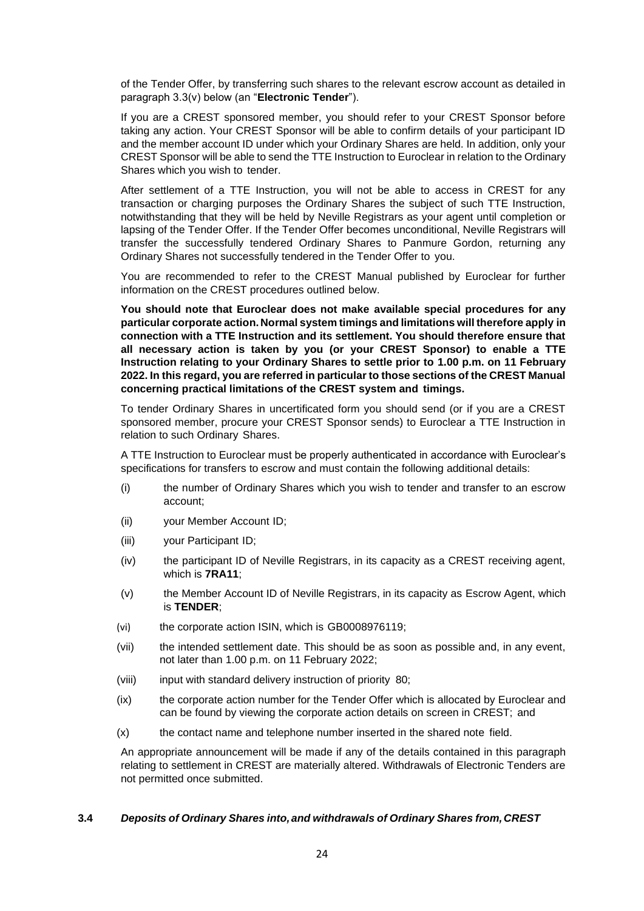of the Tender Offer, by transferring such shares to the relevant escrow account as detailed in paragraph 3.3(v) below (an "**Electronic Tender**").

If you are a CREST sponsored member, you should refer to your CREST Sponsor before taking any action. Your CREST Sponsor will be able to confirm details of your participant ID and the member account ID under which your Ordinary Shares are held. In addition, only your CREST Sponsor will be able to send the TTE Instruction to Euroclear in relation to the Ordinary Shares which you wish to tender.

After settlement of a TTE Instruction, you will not be able to access in CREST for any transaction or charging purposes the Ordinary Shares the subject of such TTE Instruction, notwithstanding that they will be held by Neville Registrars as your agent until completion or lapsing of the Tender Offer. If the Tender Offer becomes unconditional, Neville Registrars will transfer the successfully tendered Ordinary Shares to Panmure Gordon, returning any Ordinary Shares not successfully tendered in the Tender Offer to you.

You are recommended to refer to the CREST Manual published by Euroclear for further information on the CREST procedures outlined below.

**You should note that Euroclear does not make available special procedures for any particular corporate action. Normal system timings and limitations will therefore apply in connection with a TTE Instruction and its settlement. You should therefore ensure that all necessary action is taken by you (or your CREST Sponsor) to enable a TTE Instruction relating to your Ordinary Shares to settle prior to 1.00 p.m. on 11 February 2022. In this regard, you are referred in particular to those sections of the CREST Manual concerning practical limitations of the CREST system and timings.**

To tender Ordinary Shares in uncertificated form you should send (or if you are a CREST sponsored member, procure your CREST Sponsor sends) to Euroclear a TTE Instruction in relation to such Ordinary Shares.

A TTE Instruction to Euroclear must be properly authenticated in accordance with Euroclear's specifications for transfers to escrow and must contain the following additional details:

(i) the number of Ordinary Shares which you wish to tender and transfer to an escrow account;

(ii) your Member Account ID;

(iii) your Participant ID;

(iv) the participant ID of Neville Registrars, in its capacity as a CREST receiving agent, which is **7RA11**;

(v) the Member Account ID of Neville Registrars, in its capacity as Escrow Agent, which is **TENDER**;

(vi) the corporate action ISIN, which is GB0008976119;

(vii) the intended settlement date. This should be as soon as possible and, in any event, not later than 1.00 p.m. on 11 February 2022;

(viii) input with standard delivery instruction of priority 80;

(ix) the corporate action number for the Tender Offer which is allocated by Euroclear and can be found by viewing the corporate action details on screen in CREST; and

(x) the contact name and telephone number inserted in the shared note field.

An appropriate announcement will be made if any of the details contained in this paragraph relating to settlement in CREST are materially altered. Withdrawals of Electronic Tenders are not permitted once submitted.

### 3.4 *Deposits of Ordinary Shares into, and withdrawals of Ordinary Shares from, CREST*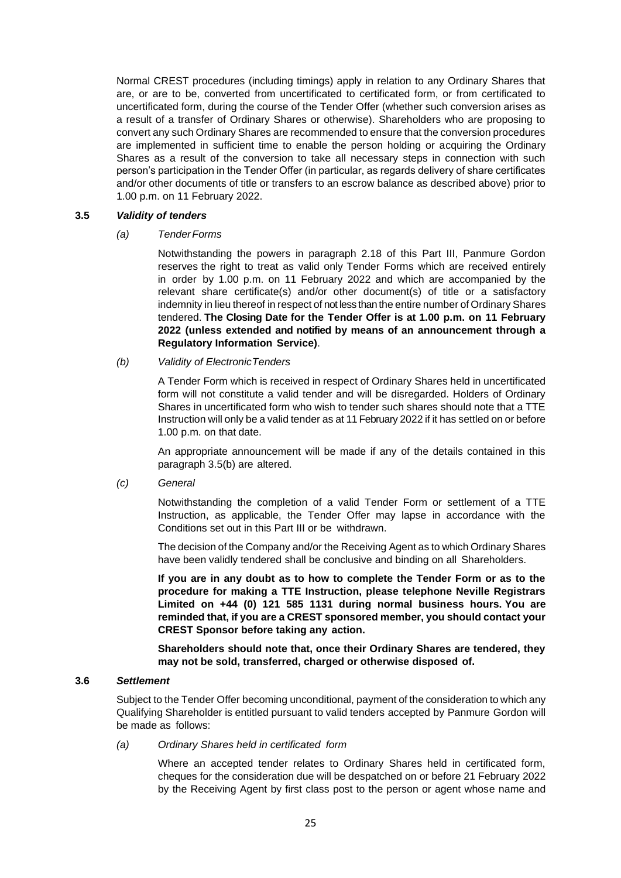Normal CREST procedures (including timings) apply in relation to any Ordinary Shares that are, or are to be, converted from uncertificated to certificated form, or from certificated to uncertificated form, during the course of the Tender Offer (whether such conversion arises as a result of a transfer of Ordinary Shares or otherwise). Shareholders who are proposing to convert any such Ordinary Shares are recommended to ensure that the conversion procedures are implemented in sufficient time to enable the person holding or acquiring the Ordinary Shares as a result of the conversion to take all necessary steps in connection with such person's participation in the Tender Offer (in particular, as regards delivery of share certificates and/or other documents of title or transfers to an escrow balance as described above) prior to 1.00 p.m. on 11 February 2022.

### 3.5 *Validity of tenders*

*(a) Tender Forms*

Notwithstanding the powers in paragraph 2.18 of this Part III, Panmure Gordon reserves the right to treat as valid only Tender Forms which are received entirely in order by 1.00 p.m. on 11 February 2022 and which are accompanied by the relevant share certificate(s) and/or other document(s) of title or a satisfactory indemnity in lieu thereof in respect of not less than the entire number of Ordinary Shares tendered. **The Closing Date for the Tender Offer is at 1.00 p.m. on 11 February 2022 (unless extended and notified by means of an announcement through a Regulatory Information Service)**.

*(b) Validity of Electronic Tenders*

A Tender Form which is received in respect of Ordinary Shares held in uncertificated form will not constitute a valid tender and will be disregarded. Holders of Ordinary Shares in uncertificated form who wish to tender such shares should note that a TTE Instruction will only be a valid tender as at 11 February 2022 if it has settled on or before 1.00 p.m. on that date.

An appropriate announcement will be made if any of the details contained in this paragraph 3.5(b) are altered.

*(c) General*

Notwithstanding the completion of a valid Tender Form or settlement of a TTE Instruction, as applicable, the Tender Offer may lapse in accordance with the Conditions set out in this Part III or be withdrawn.

The decision of the Company and/or the Receiving Agent as to which Ordinary Shares have been validly tendered shall be conclusive and binding on all Shareholders.

**If you are in any doubt as to how to complete the Tender Form or as to the procedure for making a TTE Instruction, please telephone Neville Registrars Limited on +44 (0) 121 585 1131 during normal business hours. You are reminded that, if you are a CREST sponsored member, you should contact your CREST Sponsor before taking any action.**

**Shareholders should note that, once their Ordinary Shares are tendered, they may not be sold, transferred, charged or otherwise disposed of.**

### 3.6 *Settlement*

Subject to the Tender Offer becoming unconditional, payment of the consideration to which any Qualifying Shareholder is entitled pursuant to valid tenders accepted by Panmure Gordon will be made as follows:

*(a) Ordinary Shares held in certificated form*

Where an accepted tender relates to Ordinary Shares held in certificated form, cheques for the consideration due will be despatched on or before 21 February 2022 by the Receiving Agent by first class post to the person or agent whose name and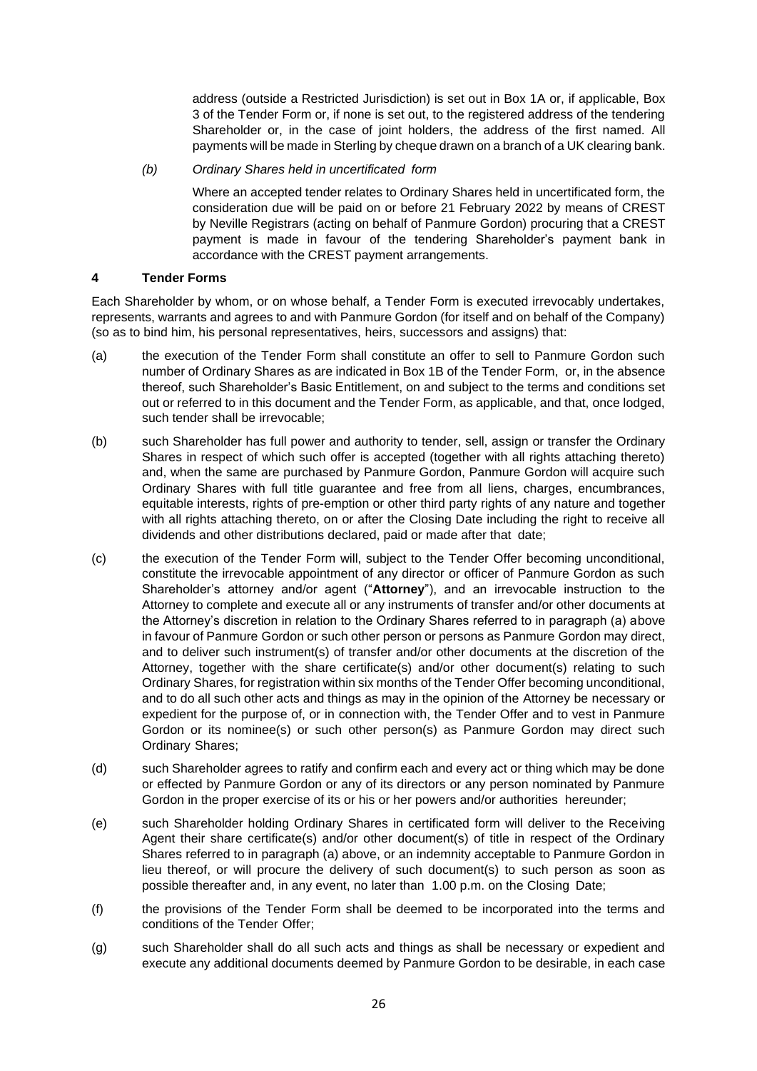address (outside a Restricted Jurisdiction) is set out in Box 1A or, if applicable, Box 3 of the Tender Form or, if none is set out, to the registered address of the tendering Shareholder or, in the case of joint holders, the address of the first named. All payments will be made in Sterling by cheque drawn on a branch of a UK clearing bank.

*(b) Ordinary Shares held in uncertificated form*

Where an accepted tender relates to Ordinary Shares held in uncertificated form, the consideration due will be paid on or before 21 February 2022 by means of CREST by Neville Registrars (acting on behalf of Panmure Gordon) procuring that a CREST payment is made in favour of the tendering Shareholder's payment bank in accordance with the CREST payment arrangements.

**4 Tender Forms**

Each Shareholder by whom, or on whose behalf, a Tender Form is executed irrevocably undertakes, represents, warrants and agrees to and with Panmure Gordon (for itself and on behalf of the Company) (so as to bind him, his personal representatives, heirs, successors and assigns) that:

(a) the execution of the Tender Form shall constitute an offer to sell to Panmure Gordon such number of Ordinary Shares as are indicated in Box 1B of the Tender Form, or, in the absence thereof, such Shareholder's Basic Entitlement, on and subject to the terms and conditions set out or referred to in this document and the Tender Form, as applicable, and that, once lodged, such tender shall be irrevocable;

(b) such Shareholder has full power and authority to tender, sell, assign or transfer the Ordinary Shares in respect of which such offer is accepted (together with all rights attaching thereto) and, when the same are purchased by Panmure Gordon, Panmure Gordon will acquire such Ordinary Shares with full title guarantee and free from all liens, charges, encumbrances, equitable interests, rights of pre-emption or other third party rights of any nature and together with all rights attaching thereto, on or after the Closing Date including the right to receive all dividends and other distributions declared, paid or made after that date;

(c) the execution of the Tender Form will, subject to the Tender Offer becoming unconditional, constitute the irrevocable appointment of any director or officer of Panmure Gordon as such Shareholder's attorney and/or agent ("**Attorney**"), and an irrevocable instruction to the Attorney to complete and execute all or any instruments of transfer and/or other documents at the Attorney's discretion in relation to the Ordinary Shares referred to in paragraph (a) above in favour of Panmure Gordon or such other person or persons as Panmure Gordon may direct, and to deliver such instrument(s) of transfer and/or other documents at the discretion of the Attorney, together with the share certificate(s) and/or other document(s) relating to such Ordinary Shares, for registration within six months of the Tender Offer becoming unconditional, and to do all such other acts and things as may in the opinion of the Attorney be necessary or expedient for the purpose of, or in connection with, the Tender Offer and to vest in Panmure Gordon or its nominee(s) or such other person(s) as Panmure Gordon may direct such Ordinary Shares;

(d) such Shareholder agrees to ratify and confirm each and every act or thing which may be done or effected by Panmure Gordon or any of its directors or any person nominated by Panmure Gordon in the proper exercise of its or his or her powers and/or authorities hereunder;

(e) such Shareholder holding Ordinary Shares in certificated form will deliver to the Receiving Agent their share certificate(s) and/or other document(s) of title in respect of the Ordinary Shares referred to in paragraph (a) above, or an indemnity acceptable to Panmure Gordon in lieu thereof, or will procure the delivery of such document(s) to such person as soon as possible thereafter and, in any event, no later than 1.00 p.m. on the Closing Date;

(f) the provisions of the Tender Form shall be deemed to be incorporated into the terms and conditions of the Tender Offer;

(g) such Shareholder shall do all such acts and things as shall be necessary or expedient and execute any additional documents deemed by Panmure Gordon to be desirable, in each case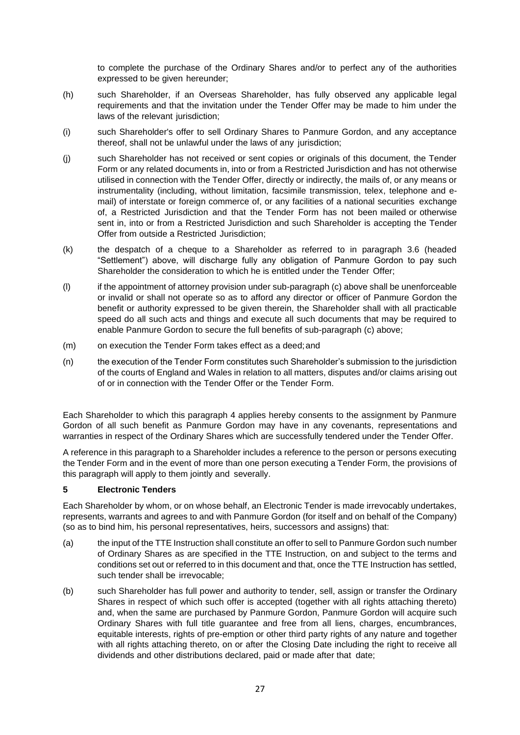to complete the purchase of the Ordinary Shares and/or to perfect any of the authorities expressed to be given hereunder;

(h) such Shareholder, if an Overseas Shareholder, has fully observed any applicable legal requirements and that the invitation under the Tender Offer may be made to him under the laws of the relevant jurisdiction;

(i) such Shareholder's offer to sell Ordinary Shares to Panmure Gordon, and any acceptance thereof, shall not be unlawful under the laws of any jurisdiction;

(j) such Shareholder has not received or sent copies or originals of this document, the Tender Form or any related documents in, into or from a Restricted Jurisdiction and has not otherwise utilised in connection with the Tender Offer, directly or indirectly, the mails of, or any means or instrumentality (including, without limitation, facsimile transmission, telex, telephone and e-mail) of interstate or foreign commerce of, or any facilities of a national securities exchange of, a Restricted Jurisdiction and that the Tender Form has not been mailed or otherwise sent in, into or from a Restricted Jurisdiction and such Shareholder is accepting the Tender Offer from outside a Restricted Jurisdiction;

(k) the despatch of a cheque to a Shareholder as referred to in paragraph 3.6 (headed "Settlement") above, will discharge fully any obligation of Panmure Gordon to pay such Shareholder the consideration to which he is entitled under the Tender Offer;

(l) if the appointment of attorney provision under sub-paragraph (c) above shall be unenforceable or invalid or shall not operate so as to afford any director or officer of Panmure Gordon the benefit or authority expressed to be given therein, the Shareholder shall with all practicable speed do all such acts and things and execute all such documents that may be required to enable Panmure Gordon to secure the full benefits of sub-paragraph (c) above;

(m) on execution the Tender Form takes effect as a deed; and

(n) the execution of the Tender Form constitutes such Shareholder's submission to the jurisdiction of the courts of England and Wales in relation to all matters, disputes and/or claims arising out of or in connection with the Tender Offer or the Tender Form.

Each Shareholder to which this paragraph 4 applies hereby consents to the assignment by Panmure Gordon of all such benefit as Panmure Gordon may have in any covenants, representations and warranties in respect of the Ordinary Shares which are successfully tendered under the Tender Offer.

A reference in this paragraph to a Shareholder includes a reference to the person or persons executing the Tender Form and in the event of more than one person executing a Tender Form, the provisions of this paragraph will apply to them jointly and severally.

### 5 Electronic Tenders

Each Shareholder by whom, or on whose behalf, an Electronic Tender is made irrevocably undertakes, represents, warrants and agrees to and with Panmure Gordon (for itself and on behalf of the Company) (so as to bind him, his personal representatives, heirs, successors and assigns) that:

(a) the input of the TTE Instruction shall constitute an offer to sell to Panmure Gordon such number of Ordinary Shares as are specified in the TTE Instruction, on and subject to the terms and conditions set out or referred to in this document and that, once the TTE Instruction has settled, such tender shall be irrevocable;

(b) such Shareholder has full power and authority to tender, sell, assign or transfer the Ordinary Shares in respect of which such offer is accepted (together with all rights attaching thereto) and, when the same are purchased by Panmure Gordon, Panmure Gordon will acquire such Ordinary Shares with full title guarantee and free from all liens, charges, encumbrances, equitable interests, rights of pre-emption or other third party rights of any nature and together with all rights attaching thereto, on or after the Closing Date including the right to receive all dividends and other distributions declared, paid or made after that date;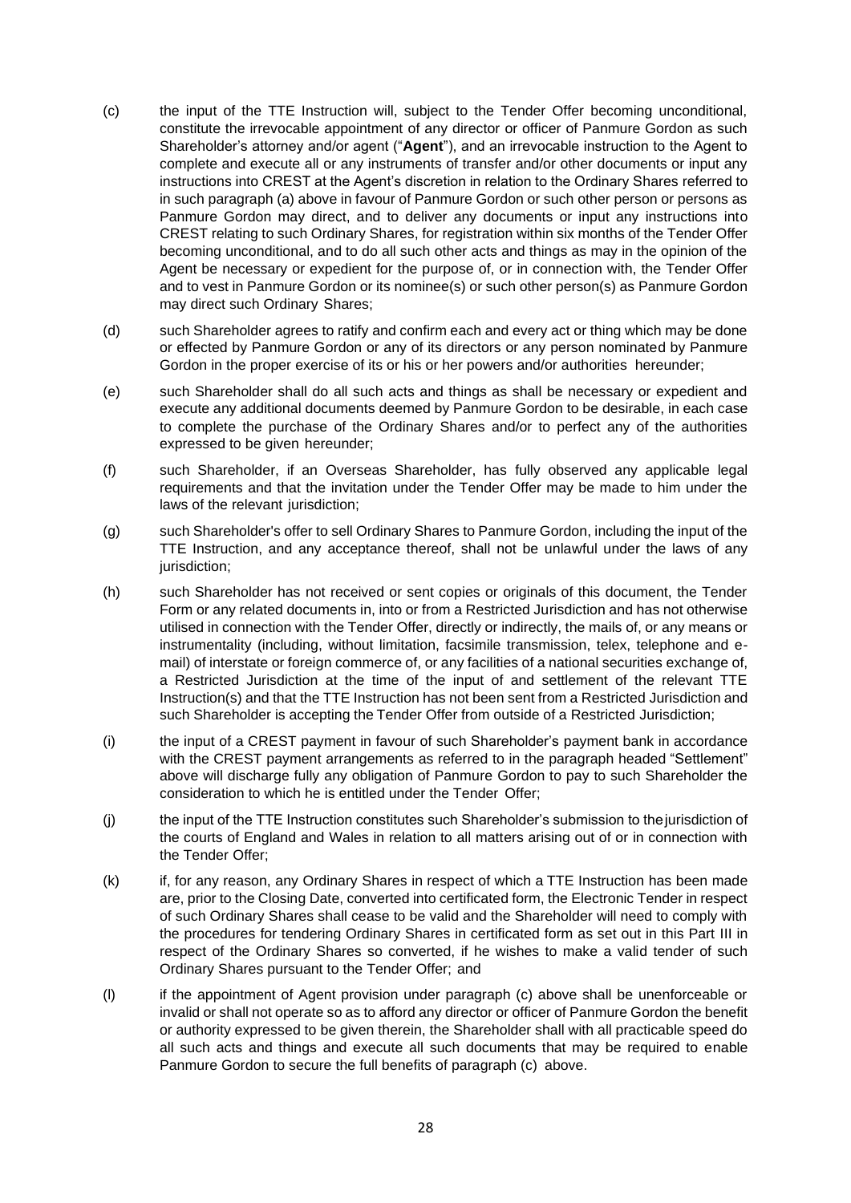(c) the input of the TTE Instruction will, subject to the Tender Offer becoming unconditional, constitute the irrevocable appointment of any director or officer of Panmure Gordon as such Shareholder's attorney and/or agent ("**Agent**"), and an irrevocable instruction to the Agent to complete and execute all or any instruments of transfer and/or other documents or input any instructions into CREST at the Agent's discretion in relation to the Ordinary Shares referred to in such paragraph (a) above in favour of Panmure Gordon or such other person or persons as Panmure Gordon may direct, and to deliver any documents or input any instructions into CREST relating to such Ordinary Shares, for registration within six months of the Tender Offer becoming unconditional, and to do all such other acts and things as may in the opinion of the Agent be necessary or expedient for the purpose of, or in connection with, the Tender Offer and to vest in Panmure Gordon or its nominee(s) or such other person(s) as Panmure Gordon may direct such Ordinary Shares;

(d) such Shareholder agrees to ratify and confirm each and every act or thing which may be done or effected by Panmure Gordon or any of its directors or any person nominated by Panmure Gordon in the proper exercise of its or his or her powers and/or authorities hereunder;

(e) such Shareholder shall do all such acts and things as shall be necessary or expedient and execute any additional documents deemed by Panmure Gordon to be desirable, in each case to complete the purchase of the Ordinary Shares and/or to perfect any of the authorities expressed to be given hereunder;

(f) such Shareholder, if an Overseas Shareholder, has fully observed any applicable legal requirements and that the invitation under the Tender Offer may be made to him under the laws of the relevant jurisdiction;

(g) such Shareholder's offer to sell Ordinary Shares to Panmure Gordon, including the input of the TTE Instruction, and any acceptance thereof, shall not be unlawful under the laws of any jurisdiction;

(h) such Shareholder has not received or sent copies or originals of this document, the Tender Form or any related documents in, into or from a Restricted Jurisdiction and has not otherwise utilised in connection with the Tender Offer, directly or indirectly, the mails of, or any means or instrumentality (including, without limitation, facsimile transmission, telex, telephone and e-mail) of interstate or foreign commerce of, or any facilities of a national securities exchange of, a Restricted Jurisdiction at the time of the input of and settlement of the relevant TTE Instruction(s) and that the TTE Instruction has not been sent from a Restricted Jurisdiction and such Shareholder is accepting the Tender Offer from outside of a Restricted Jurisdiction;

(i) the input of a CREST payment in favour of such Shareholder's payment bank in accordance with the CREST payment arrangements as referred to in the paragraph headed "Settlement" above will discharge fully any obligation of Panmure Gordon to pay to such Shareholder the consideration to which he is entitled under the Tender Offer;

(j) the input of the TTE Instruction constitutes such Shareholder's submission to the jurisdiction of the courts of England and Wales in relation to all matters arising out of or in connection with the Tender Offer;

(k) if, for any reason, any Ordinary Shares in respect of which a TTE Instruction has been made are, prior to the Closing Date, converted into certificated form, the Electronic Tender in respect of such Ordinary Shares shall cease to be valid and the Shareholder will need to comply with the procedures for tendering Ordinary Shares in certificated form as set out in this Part III in respect of the Ordinary Shares so converted, if he wishes to make a valid tender of such Ordinary Shares pursuant to the Tender Offer; and

(l) if the appointment of Agent provision under paragraph (c) above shall be unenforceable or invalid or shall not operate so as to afford any director or officer of Panmure Gordon the benefit or authority expressed to be given therein, the Shareholder shall with all practicable speed do all such acts and things and execute all such documents that may be required to enable Panmure Gordon to secure the full benefits of paragraph (c) above.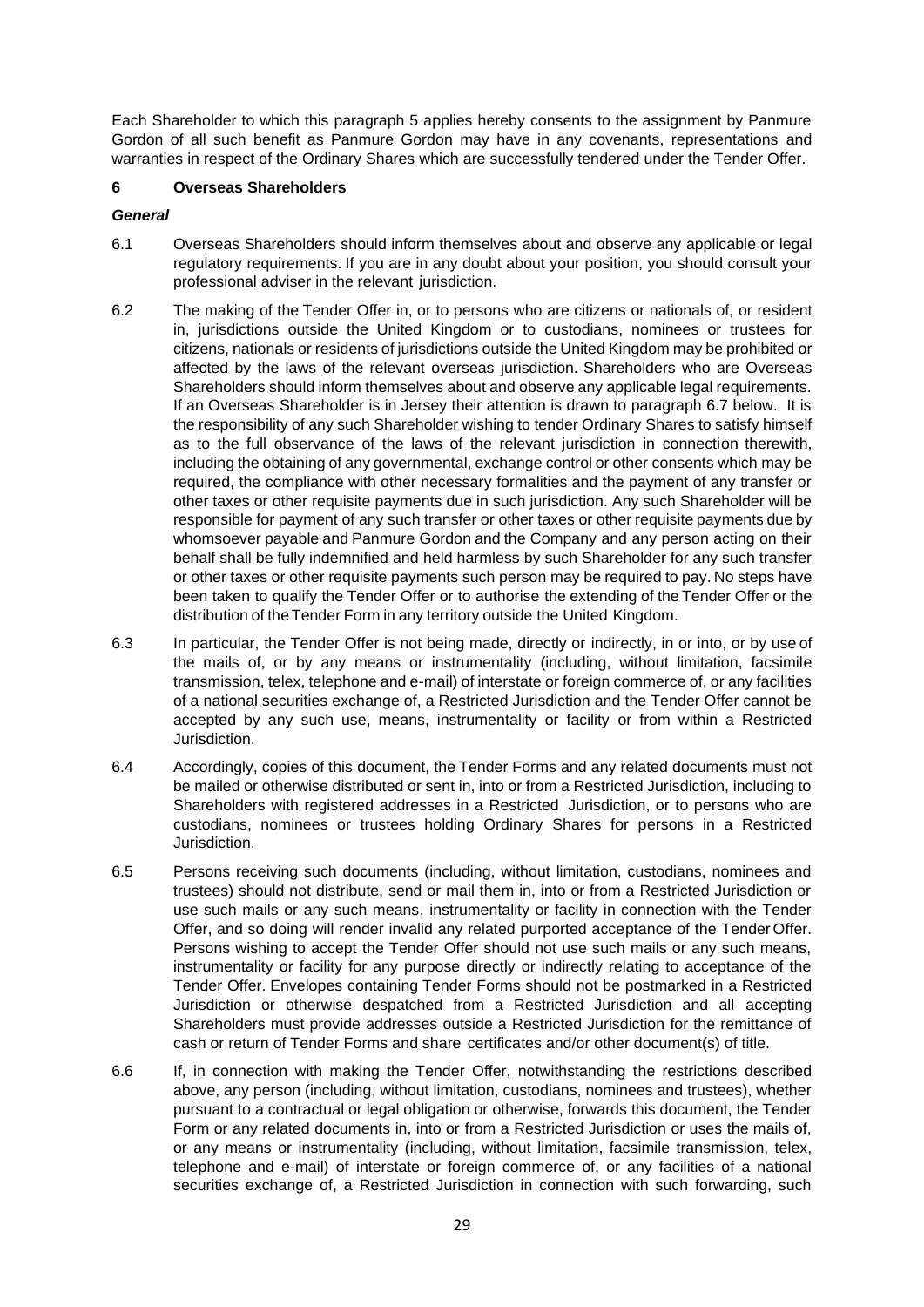Each Shareholder to which this paragraph 5 applies hereby consents to the assignment by Panmure Gordon of all such benefit as Panmure Gordon may have in any covenants, representations and warranties in respect of the Ordinary Shares which are successfully tendered under the Tender Offer.

## 6 Overseas Shareholders

***General***

6.1 Overseas Shareholders should inform themselves about and observe any applicable or legal regulatory requirements. If you are in any doubt about your position, you should consult your professional adviser in the relevant jurisdiction.

6.2 The making of the Tender Offer in, or to persons who are citizens or nationals of, or resident in, jurisdictions outside the United Kingdom or to custodians, nominees or trustees for citizens, nationals or residents of jurisdictions outside the United Kingdom may be prohibited or affected by the laws of the relevant overseas jurisdiction. Shareholders who are Overseas Shareholders should inform themselves about and observe any applicable legal requirements. If an Overseas Shareholder is in Jersey their attention is drawn to paragraph 6.7 below. It is the responsibility of any such Shareholder wishing to tender Ordinary Shares to satisfy himself as to the full observance of the laws of the relevant jurisdiction in connection therewith, including the obtaining of any governmental, exchange control or other consents which may be required, the compliance with other necessary formalities and the payment of any transfer or other taxes or other requisite payments due in such jurisdiction. Any such Shareholder will be responsible for payment of any such transfer or other taxes or other requisite payments due by whomsoever payable and Panmure Gordon and the Company and any person acting on their behalf shall be fully indemnified and held harmless by such Shareholder for any such transfer or other taxes or other requisite payments such person may be required to pay. No steps have been taken to qualify the Tender Offer or to authorise the extending of the Tender Offer or the distribution of the Tender Form in any territory outside the United Kingdom.

6.3 In particular, the Tender Offer is not being made, directly or indirectly, in or into, or by use of the mails of, or by any means or instrumentality (including, without limitation, facsimile transmission, telex, telephone and e-mail) of interstate or foreign commerce of, or any facilities of a national securities exchange of, a Restricted Jurisdiction and the Tender Offer cannot be accepted by any such use, means, instrumentality or facility or from within a Restricted Jurisdiction.

6.4 Accordingly, copies of this document, the Tender Forms and any related documents must not be mailed or otherwise distributed or sent in, into or from a Restricted Jurisdiction, including to Shareholders with registered addresses in a Restricted Jurisdiction, or to persons who are custodians, nominees or trustees holding Ordinary Shares for persons in a Restricted Jurisdiction.

6.5 Persons receiving such documents (including, without limitation, custodians, nominees and trustees) should not distribute, send or mail them in, into or from a Restricted Jurisdiction or use such mails or any such means, instrumentality or facility in connection with the Tender Offer, and so doing will render invalid any related purported acceptance of the Tender Offer. Persons wishing to accept the Tender Offer should not use such mails or any such means, instrumentality or facility for any purpose directly or indirectly relating to acceptance of the Tender Offer. Envelopes containing Tender Forms should not be postmarked in a Restricted Jurisdiction or otherwise despatched from a Restricted Jurisdiction and all accepting Shareholders must provide addresses outside a Restricted Jurisdiction for the remittance of cash or return of Tender Forms and share certificates and/or other document(s) of title.

6.6 If, in connection with making the Tender Offer, notwithstanding the restrictions described above, any person (including, without limitation, custodians, nominees and trustees), whether pursuant to a contractual or legal obligation or otherwise, forwards this document, the Tender Form or any related documents in, into or from a Restricted Jurisdiction or uses the mails of, or any means or instrumentality (including, without limitation, facsimile transmission, telex, telephone and e-mail) of interstate or foreign commerce of, or any facilities of a national securities exchange of, a Restricted Jurisdiction in connection with such forwarding, such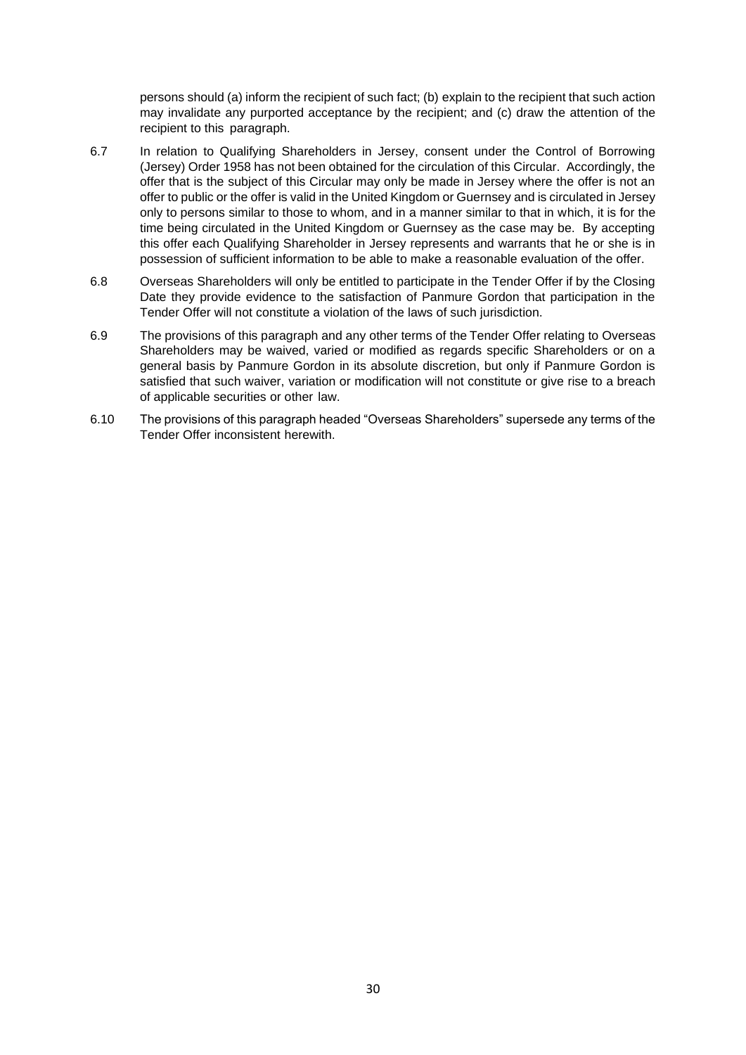persons should (a) inform the recipient of such fact; (b) explain to the recipient that such action may invalidate any purported acceptance by the recipient; and (c) draw the attention of the recipient to this paragraph.

6.7 In relation to Qualifying Shareholders in Jersey, consent under the Control of Borrowing (Jersey) Order 1958 has not been obtained for the circulation of this Circular. Accordingly, the offer that is the subject of this Circular may only be made in Jersey where the offer is not an offer to public or the offer is valid in the United Kingdom or Guernsey and is circulated in Jersey only to persons similar to those to whom, and in a manner similar to that in which, it is for the time being circulated in the United Kingdom or Guernsey as the case may be. By accepting this offer each Qualifying Shareholder in Jersey represents and warrants that he or she is in possession of sufficient information to be able to make a reasonable evaluation of the offer.

6.8 Overseas Shareholders will only be entitled to participate in the Tender Offer if by the Closing Date they provide evidence to the satisfaction of Panmure Gordon that participation in the Tender Offer will not constitute a violation of the laws of such jurisdiction.

6.9 The provisions of this paragraph and any other terms of the Tender Offer relating to Overseas Shareholders may be waived, varied or modified as regards specific Shareholders or on a general basis by Panmure Gordon in its absolute discretion, but only if Panmure Gordon is satisfied that such waiver, variation or modification will not constitute or give rise to a breach of applicable securities or other law.

6.10 The provisions of this paragraph headed "Overseas Shareholders" supersede any terms of the Tender Offer inconsistent herewith.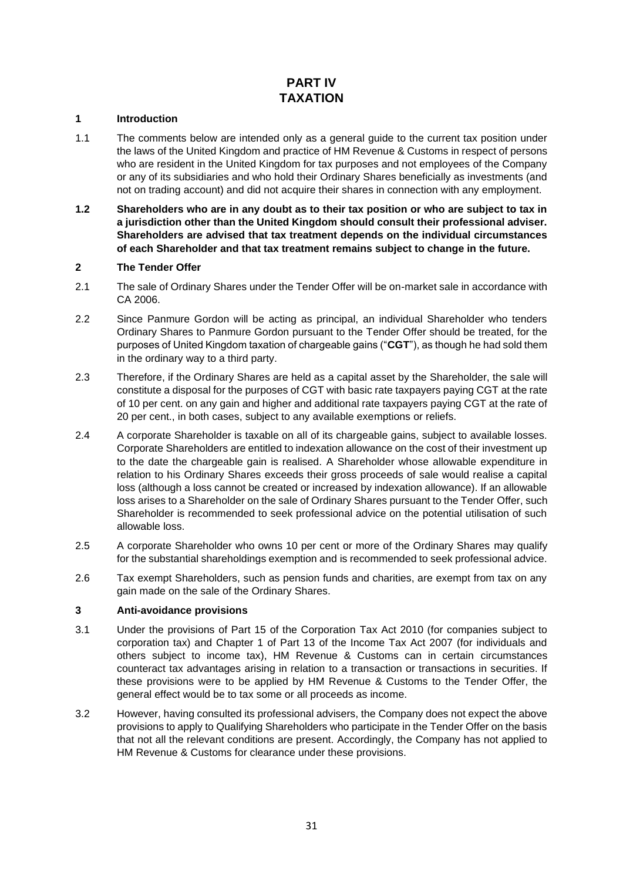# PART IV
# TAXATION

## 1 Introduction

1.1 The comments below are intended only as a general guide to the current tax position under the laws of the United Kingdom and practice of HM Revenue & Customs in respect of persons who are resident in the United Kingdom for tax purposes and not employees of the Company or any of its subsidiaries and who hold their Ordinary Shares beneficially as investments (and not on trading account) and did not acquire their shares in connection with any employment.

**1.2 Shareholders who are in any doubt as to their tax position or who are subject to tax in a jurisdiction other than the United Kingdom should consult their professional adviser. Shareholders are advised that tax treatment depends on the individual circumstances of each Shareholder and that tax treatment remains subject to change in the future.**

## 2 The Tender Offer

2.1 The sale of Ordinary Shares under the Tender Offer will be on-market sale in accordance with CA 2006.

2.2 Since Panmure Gordon will be acting as principal, an individual Shareholder who tenders Ordinary Shares to Panmure Gordon pursuant to the Tender Offer should be treated, for the purposes of United Kingdom taxation of chargeable gains ("**CGT**"), as though he had sold them in the ordinary way to a third party.

2.3 Therefore, if the Ordinary Shares are held as a capital asset by the Shareholder, the sale will constitute a disposal for the purposes of CGT with basic rate taxpayers paying CGT at the rate of 10 per cent. on any gain and higher and additional rate taxpayers paying CGT at the rate of 20 per cent., in both cases, subject to any available exemptions or reliefs.

2.4 A corporate Shareholder is taxable on all of its chargeable gains, subject to available losses. Corporate Shareholders are entitled to indexation allowance on the cost of their investment up to the date the chargeable gain is realised. A Shareholder whose allowable expenditure in relation to his Ordinary Shares exceeds their gross proceeds of sale would realise a capital loss (although a loss cannot be created or increased by indexation allowance). If an allowable loss arises to a Shareholder on the sale of Ordinary Shares pursuant to the Tender Offer, such Shareholder is recommended to seek professional advice on the potential utilisation of such allowable loss.

2.5 A corporate Shareholder who owns 10 per cent or more of the Ordinary Shares may qualify for the substantial shareholdings exemption and is recommended to seek professional advice.

2.6 Tax exempt Shareholders, such as pension funds and charities, are exempt from tax on any gain made on the sale of the Ordinary Shares.

## 3 Anti-avoidance provisions

3.1 Under the provisions of Part 15 of the Corporation Tax Act 2010 (for companies subject to corporation tax) and Chapter 1 of Part 13 of the Income Tax Act 2007 (for individuals and others subject to income tax), HM Revenue & Customs can in certain circumstances counteract tax advantages arising in relation to a transaction or transactions in securities. If these provisions were to be applied by HM Revenue & Customs to the Tender Offer, the general effect would be to tax some or all proceeds as income.

3.2 However, having consulted its professional advisers, the Company does not expect the above provisions to apply to Qualifying Shareholders who participate in the Tender Offer on the basis that not all the relevant conditions are present. Accordingly, the Company has not applied to HM Revenue & Customs for clearance under these provisions.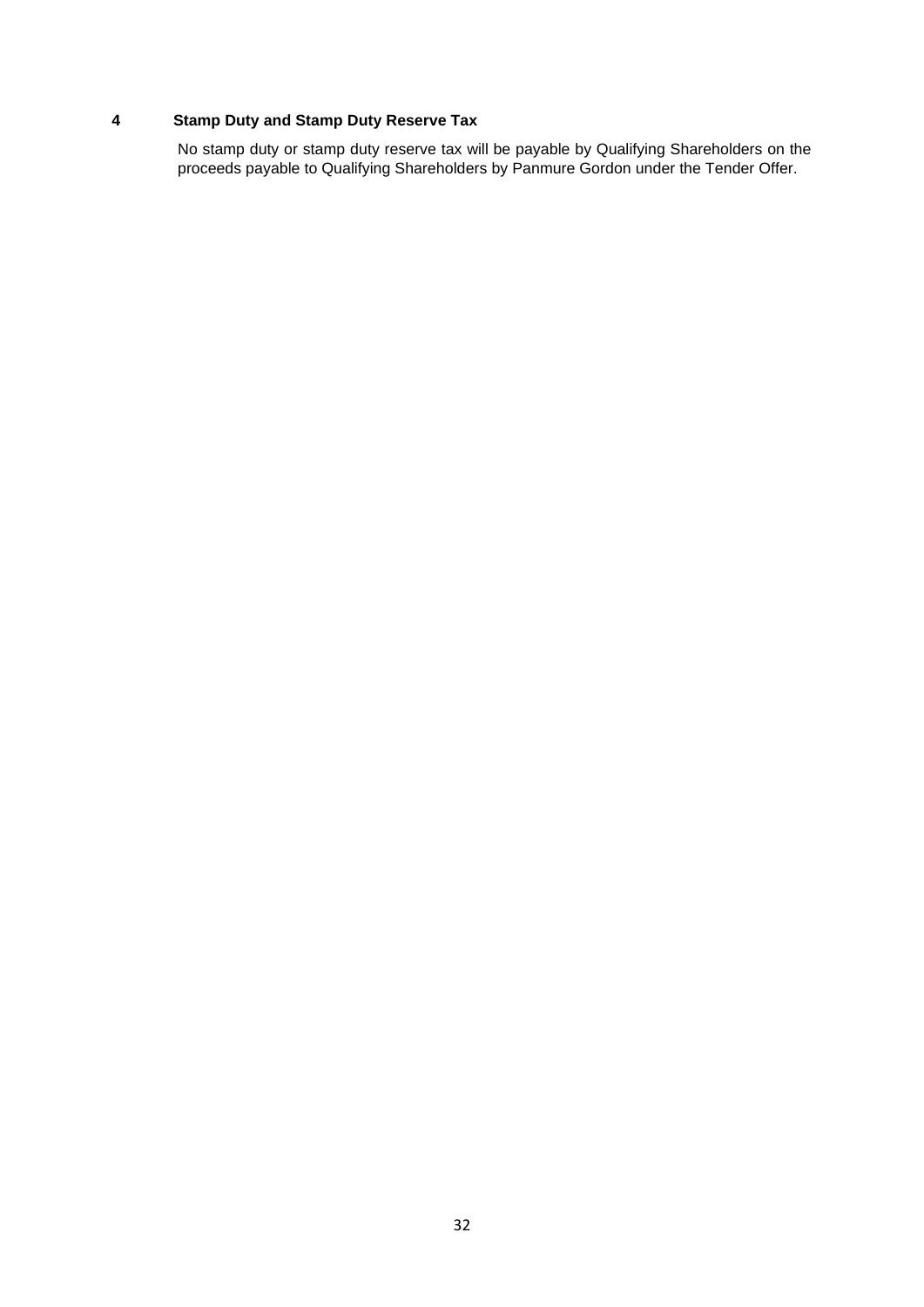## 4 Stamp Duty and Stamp Duty Reserve Tax

No stamp duty or stamp duty reserve tax will be payable by Qualifying Shareholders on the proceeds payable to Qualifying Shareholders by Panmure Gordon under the Tender Offer.